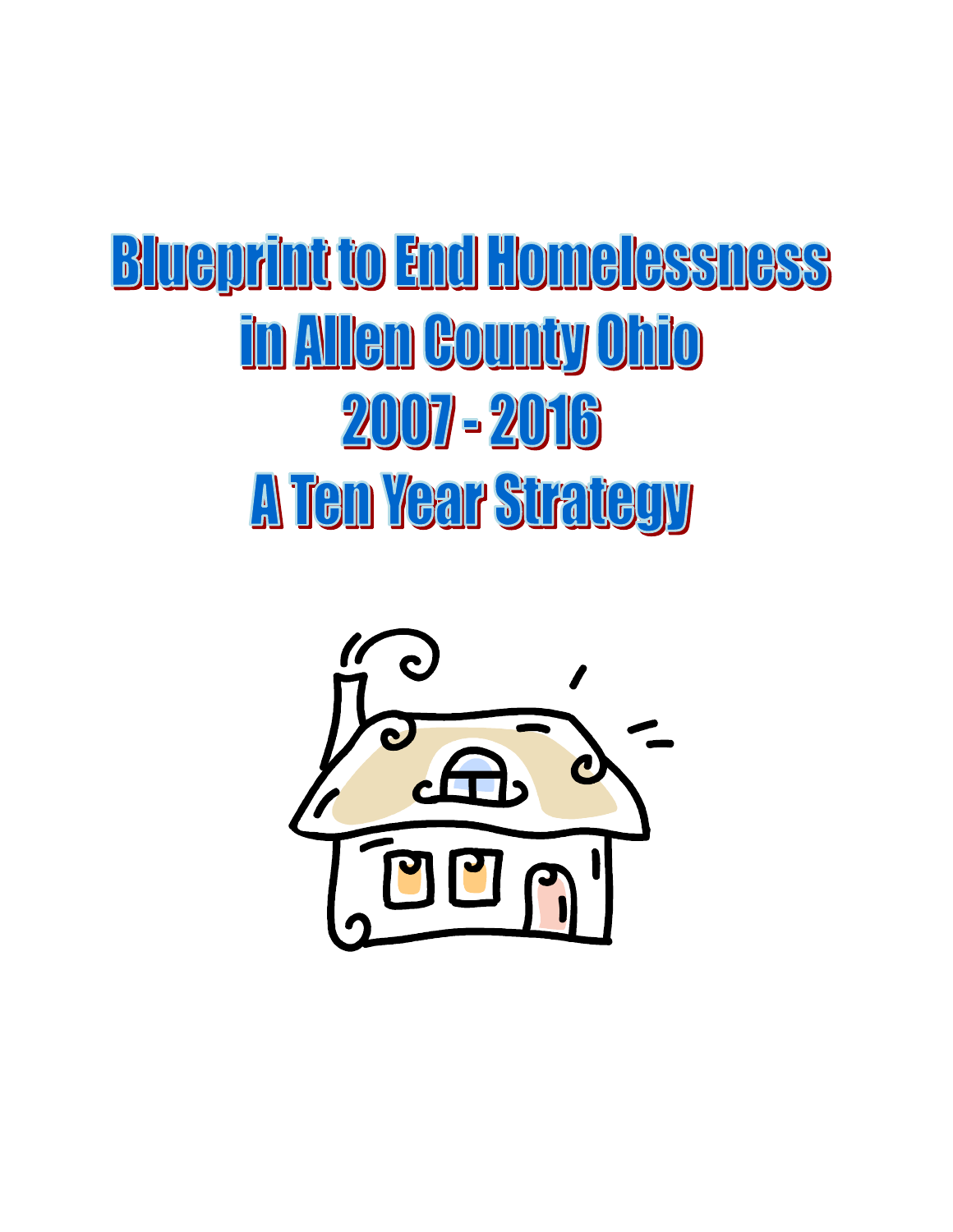# Blueprint to End Homelessness in Allen County Ohio 2007 - 2016 A Ten Year Strategy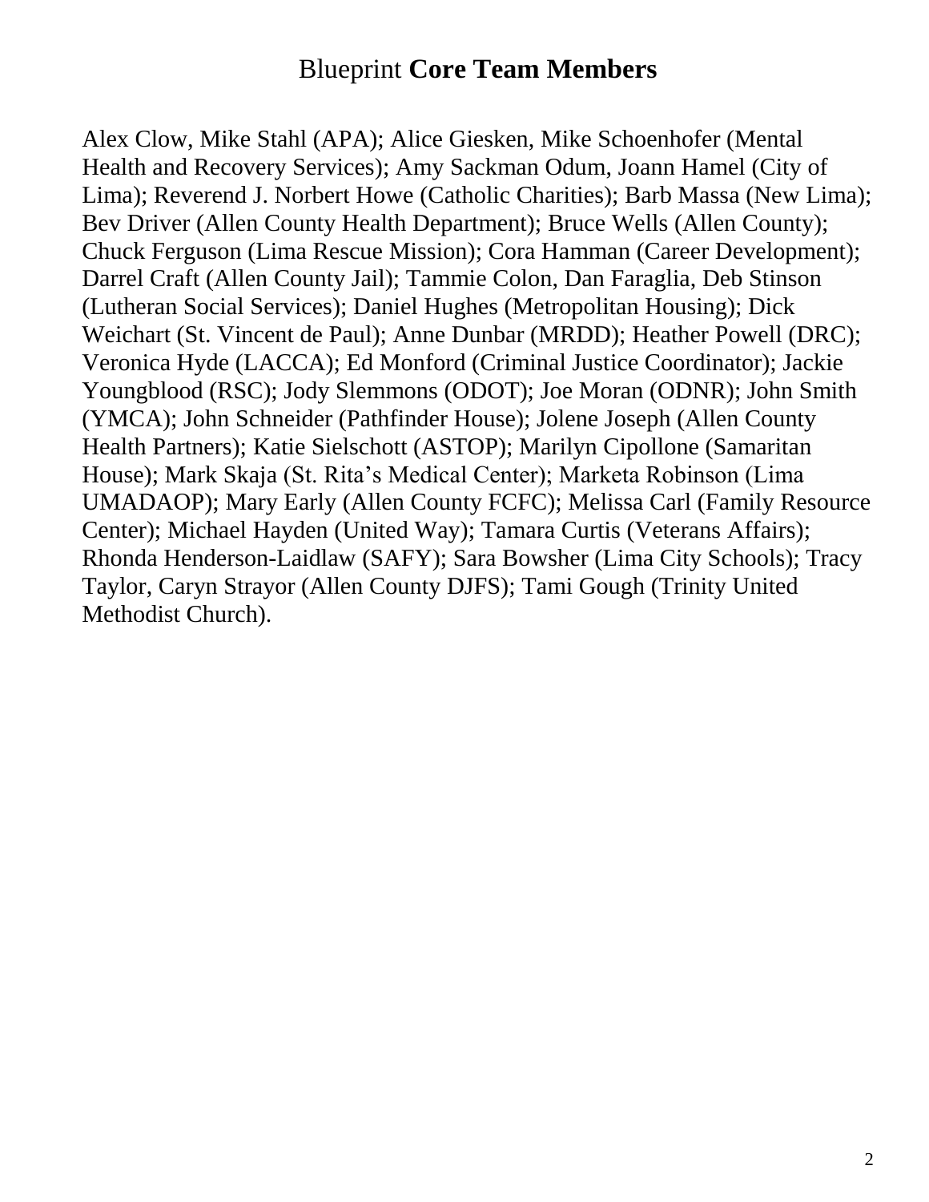# Blueprint **Core Team Members**

Alex Clow, Mike Stahl (APA); Alice Giesken, Mike Schoenhofer (Mental Health and Recovery Services); Amy Sackman Odum, Joann Hamel (City of Lima); Reverend J. Norbert Howe (Catholic Charities); Barb Massa (New Lima); Bev Driver (Allen County Health Department); Bruce Wells (Allen County); Chuck Ferguson (Lima Rescue Mission); Cora Hamman (Career Development); Darrel Craft (Allen County Jail); Tammie Colon, Dan Faraglia, Deb Stinson (Lutheran Social Services); Daniel Hughes (Metropolitan Housing); Dick Weichart (St. Vincent de Paul); Anne Dunbar (MRDD); Heather Powell (DRC); Veronica Hyde (LACCA); Ed Monford (Criminal Justice Coordinator); Jackie Youngblood (RSC); Jody Slemmons (ODOT); Joe Moran (ODNR); John Smith (YMCA); John Schneider (Pathfinder House); Jolene Joseph (Allen County Health Partners); Katie Sielschott (ASTOP); Marilyn Cipollone (Samaritan House); Mark Skaja (St. Rita's Medical Center); Marketa Robinson (Lima UMADAOP); Mary Early (Allen County FCFC); Melissa Carl (Family Resource Center); Michael Hayden (United Way); Tamara Curtis (Veterans Affairs); Rhonda Henderson-Laidlaw (SAFY); Sara Bowsher (Lima City Schools); Tracy Taylor, Caryn Strayor (Allen County DJFS); Tami Gough (Trinity United Methodist Church).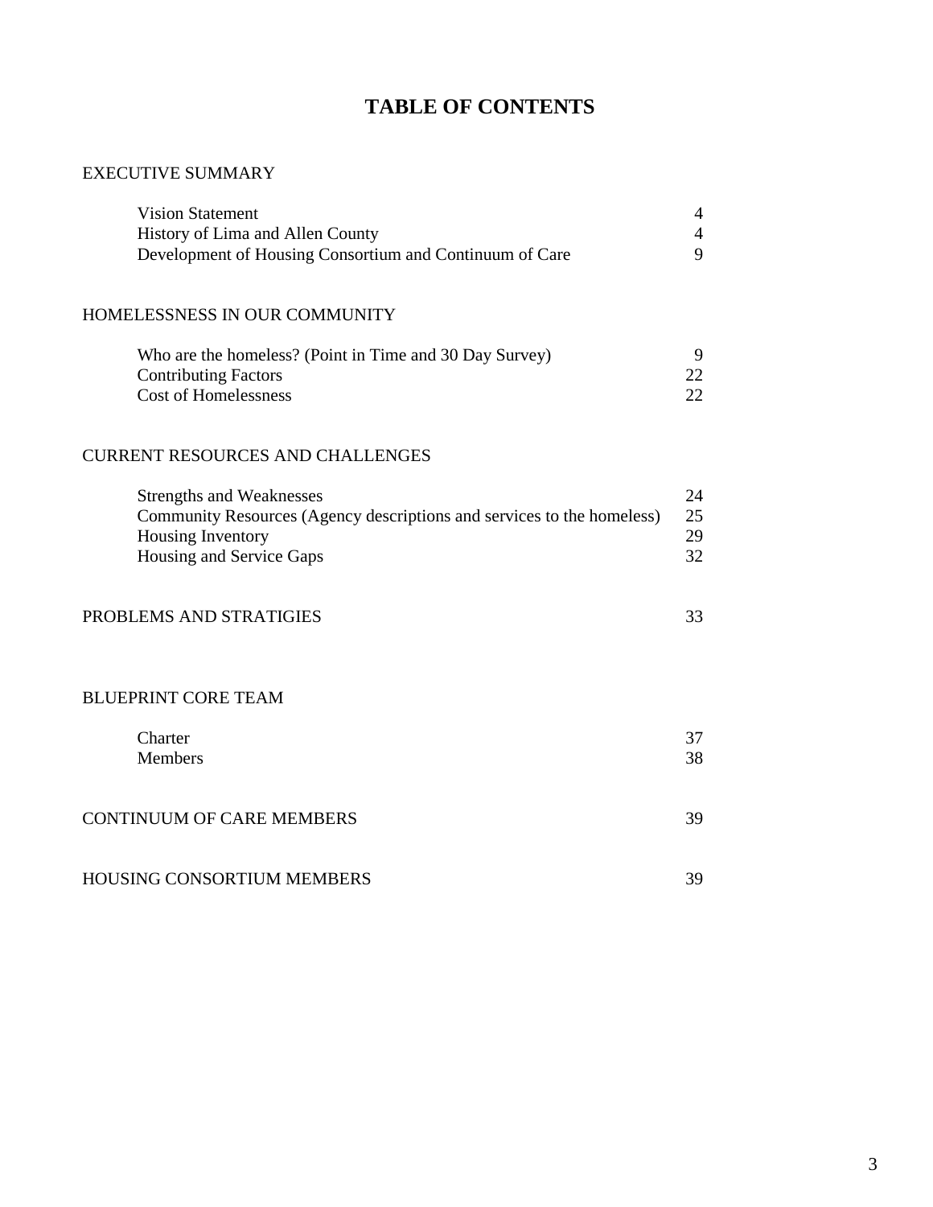# TABLE OF CONTENTS

EXECUTIVE SUMMARY

| | |
|---|---|
| Vision Statement | 4 |
| History of Lima and Allen County | 4 |
| Development of Housing Consortium and Continuum of Care | 9 |

HOMELESSNESS IN OUR COMMUNITY

| | |
|---|---|
| Who are the homeless? (Point in Time and 30 Day Survey) | 9 |
| Contributing Factors | 22 |
| Cost of Homelessness | 22 |

CURRENT RESOURCES AND CHALLENGES

| | |
|---|---|
| Strengths and Weaknesses | 24 |
| Community Resources (Agency descriptions and services to the homeless) | 25 |
| Housing Inventory | 29 |
| Housing and Service Gaps | 32 |

| | |
|---|---|
| PROBLEMS AND STRATIGIES | 33 |

BLUEPRINT CORE TEAM

| | |
|---|---|
| Charter | 37 |
| Members | 38 |

| | |
|---|---|
| CONTINUUM OF CARE MEMBERS | 39 |
| HOUSING CONSORTIUM MEMBERS | 39 |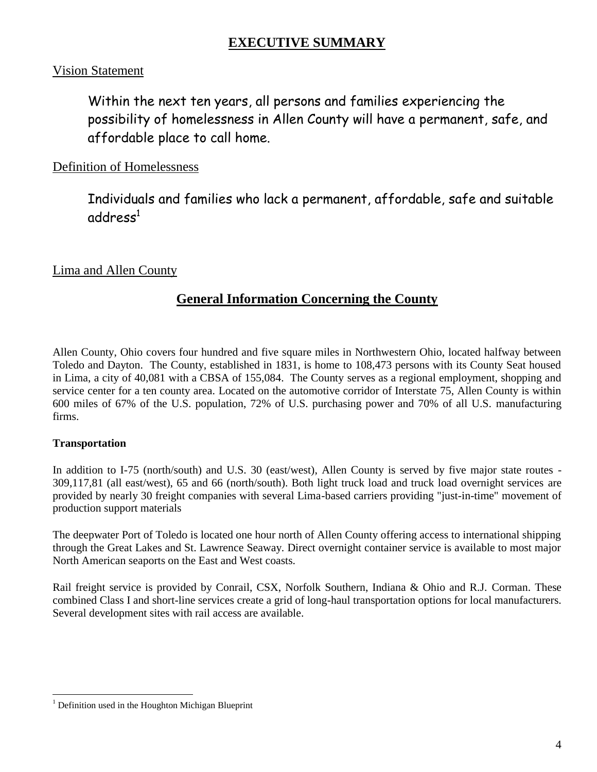# EXECUTIVE SUMMARY

## Vision Statement

Within the next ten years, all persons and families experiencing the possibility of homelessness in Allen County will have a permanent, safe, and affordable place to call home.

## Definition of Homelessness

Individuals and families who lack a permanent, affordable, safe and suitable address[1]

## Lima and Allen County

## General Information Concerning the County

Allen County, Ohio covers four hundred and five square miles in Northwestern Ohio, located halfway between Toledo and Dayton. The County, established in 1831, is home to 108,473 persons with its County Seat housed in Lima, a city of 40,081 with a CBSA of 155,084. The County serves as a regional employment, shopping and service center for a ten county area. Located on the automotive corridor of Interstate 75, Allen County is within 600 miles of 67% of the U.S. population, 72% of U.S. purchasing power and 70% of all U.S. manufacturing firms.

**Transportation**

In addition to I-75 (north/south) and U.S. 30 (east/west), Allen County is served by five major state routes - 309,117,81 (all east/west), 65 and 66 (north/south). Both light truck load and truck load overnight services are provided by nearly 30 freight companies with several Lima-based carriers providing "just-in-time" movement of production support materials

The deepwater Port of Toledo is located one hour north of Allen County offering access to international shipping through the Great Lakes and St. Lawrence Seaway. Direct overnight container service is available to most major North American seaports on the East and West coasts.

Rail freight service is provided by Conrail, CSX, Norfolk Southern, Indiana & Ohio and R.J. Corman. These combined Class I and short-line services create a grid of long-haul transportation options for local manufacturers. Several development sites with rail access are available.

---

[1] Definition used in the Houghton Michigan Blueprint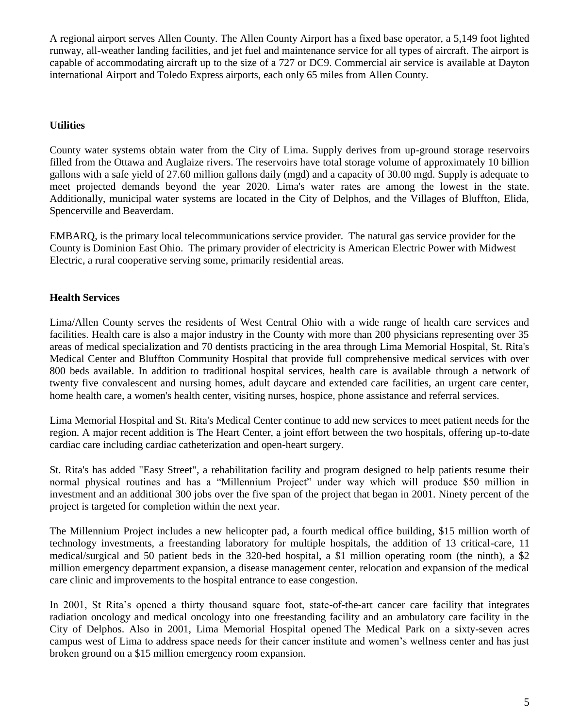A regional airport serves Allen County. The Allen County Airport has a fixed base operator, a 5,149 foot lighted runway, all-weather landing facilities, and jet fuel and maintenance service for all types of aircraft. The airport is capable of accommodating aircraft up to the size of a 727 or DC9. Commercial air service is available at Dayton international Airport and Toledo Express airports, each only 65 miles from Allen County.

**Utilities**

County water systems obtain water from the City of Lima. Supply derives from up-ground storage reservoirs filled from the Ottawa and Auglaize rivers. The reservoirs have total storage volume of approximately 10 billion gallons with a safe yield of 27.60 million gallons daily (mgd) and a capacity of 30.00 mgd. Supply is adequate to meet projected demands beyond the year 2020. Lima's water rates are among the lowest in the state. Additionally, municipal water systems are located in the City of Delphos, and the Villages of Bluffton, Elida, Spencerville and Beaverdam.

EMBARQ, is the primary local telecommunications service provider. The natural gas service provider for the County is Dominion East Ohio. The primary provider of electricity is American Electric Power with Midwest Electric, a rural cooperative serving some, primarily residential areas.

**Health Services**

Lima/Allen County serves the residents of West Central Ohio with a wide range of health care services and facilities. Health care is also a major industry in the County with more than 200 physicians representing over 35 areas of medical specialization and 70 dentists practicing in the area through Lima Memorial Hospital, St. Rita's Medical Center and Bluffton Community Hospital that provide full comprehensive medical services with over 800 beds available. In addition to traditional hospital services, health care is available through a network of twenty five convalescent and nursing homes, adult daycare and extended care facilities, an urgent care center, home health care, a women's health center, visiting nurses, hospice, phone assistance and referral services.

Lima Memorial Hospital and St. Rita's Medical Center continue to add new services to meet patient needs for the region. A major recent addition is The Heart Center, a joint effort between the two hospitals, offering up-to-date cardiac care including cardiac catheterization and open-heart surgery.

St. Rita's has added "Easy Street", a rehabilitation facility and program designed to help patients resume their normal physical routines and has a “Millennium Project” under way which will produce $50 million in investment and an additional 300 jobs over the five span of the project that began in 2001. Ninety percent of the project is targeted for completion within the next year.

The Millennium Project includes a new helicopter pad, a fourth medical office building, $15 million worth of technology investments, a freestanding laboratory for multiple hospitals, the addition of 13 critical-care, 11 medical/surgical and 50 patient beds in the 320-bed hospital, a $1 million operating room (the ninth), a $2 million emergency department expansion, a disease management center, relocation and expansion of the medical care clinic and improvements to the hospital entrance to ease congestion.

In 2001, St Rita’s opened a thirty thousand square foot, state-of-the-art cancer care facility that integrates radiation oncology and medical oncology into one freestanding facility and an ambulatory care facility in the City of Delphos. Also in 2001, Lima Memorial Hospital opened The Medical Park on a sixty-seven acres campus west of Lima to address space needs for their cancer institute and women’s wellness center and has just broken ground on a $15 million emergency room expansion.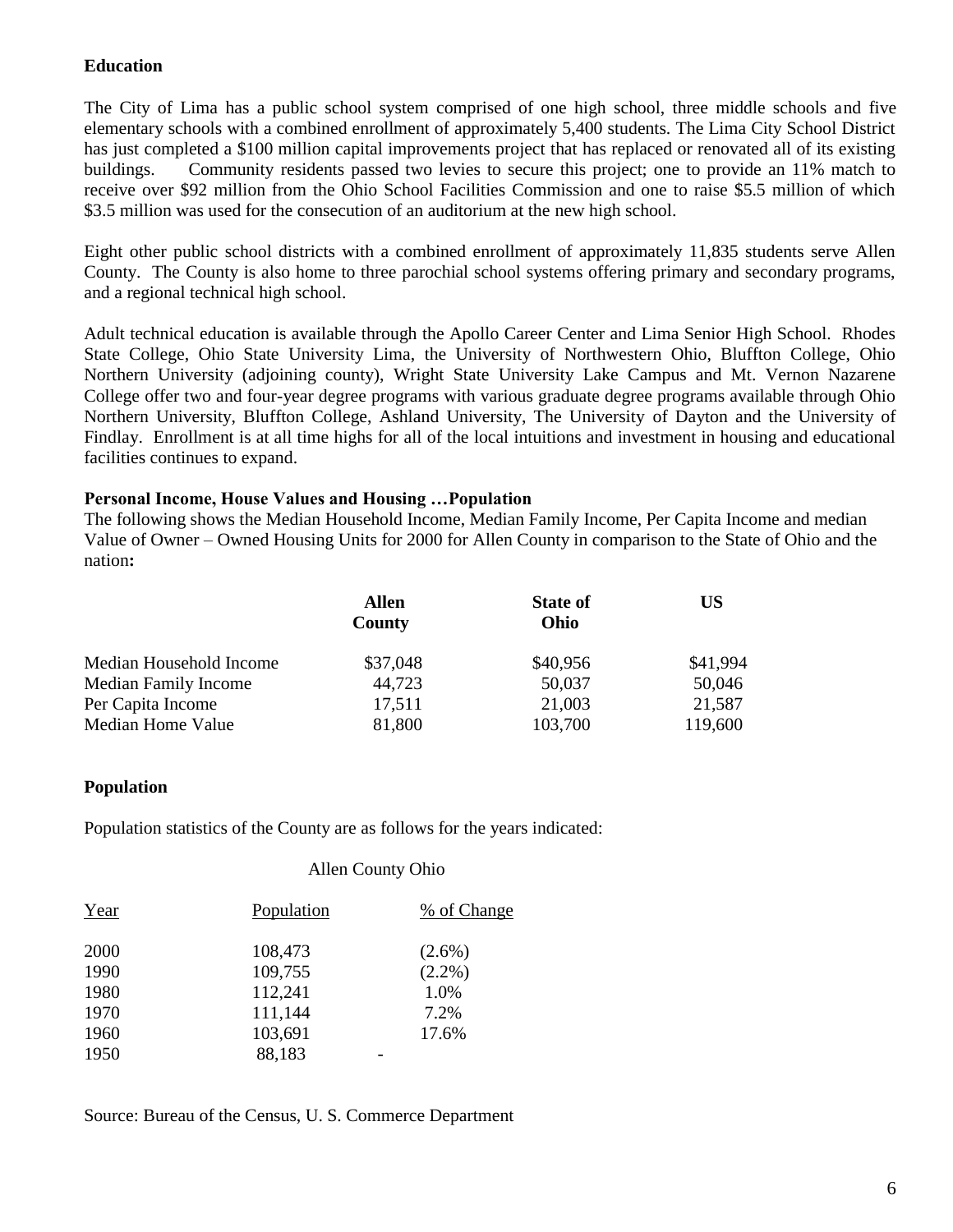### Education

The City of Lima has a public school system comprised of one high school, three middle schools and five elementary schools with a combined enrollment of approximately 5,400 students. The Lima City School District has just completed a $100 million capital improvements project that has replaced or renovated all of its existing buildings. Community residents passed two levies to secure this project; one to provide an 11% match to receive over $92 million from the Ohio School Facilities Commission and one to raise $5.5 million of which $3.5 million was used for the consecution of an auditorium at the new high school.

Eight other public school districts with a combined enrollment of approximately 11,835 students serve Allen County. The County is also home to three parochial school systems offering primary and secondary programs, and a regional technical high school.

Adult technical education is available through the Apollo Career Center and Lima Senior High School. Rhodes State College, Ohio State University Lima, the University of Northwestern Ohio, Bluffton College, Ohio Northern University (adjoining county), Wright State University Lake Campus and Mt. Vernon Nazarene College offer two and four-year degree programs with various graduate degree programs available through Ohio Northern University, Bluffton College, Ashland University, The University of Dayton and the University of Findlay. Enrollment is at all time highs for all of the local intuitions and investment in housing and educational facilities continues to expand.

### Personal Income, House Values and Housing …Population

The following shows the Median Household Income, Median Family Income, Per Capita Income and median Value of Owner – Owned Housing Units for 2000 for Allen County in comparison to the State of Ohio and the nation**:**

| | Allen County | State of Ohio | US |
|---|---|---|---|
| Median Household Income | $37,048 | $40,956 | $41,994 |
| Median Family Income | 44,723 | 50,037 | 50,046 |
| Per Capita Income | 17,511 | 21,003 | 21,587 |
| Median Home Value | 81,800 | 103,700 | 119,600 |

### Population

Population statistics of the County are as follows for the years indicated:

Allen County Ohio

| Year | Population | % of Change |
|---|---|---|
| 2000 | 108,473 | (2.6%) |
| 1990 | 109,755 | (2.2%) |
| 1980 | 112,241 | 1.0% |
| 1970 | 111,144 | 7.2% |
| 1960 | 103,691 | 17.6% |
| 1950 | 88,183 | - |

Source: Bureau of the Census, U. S. Commerce Department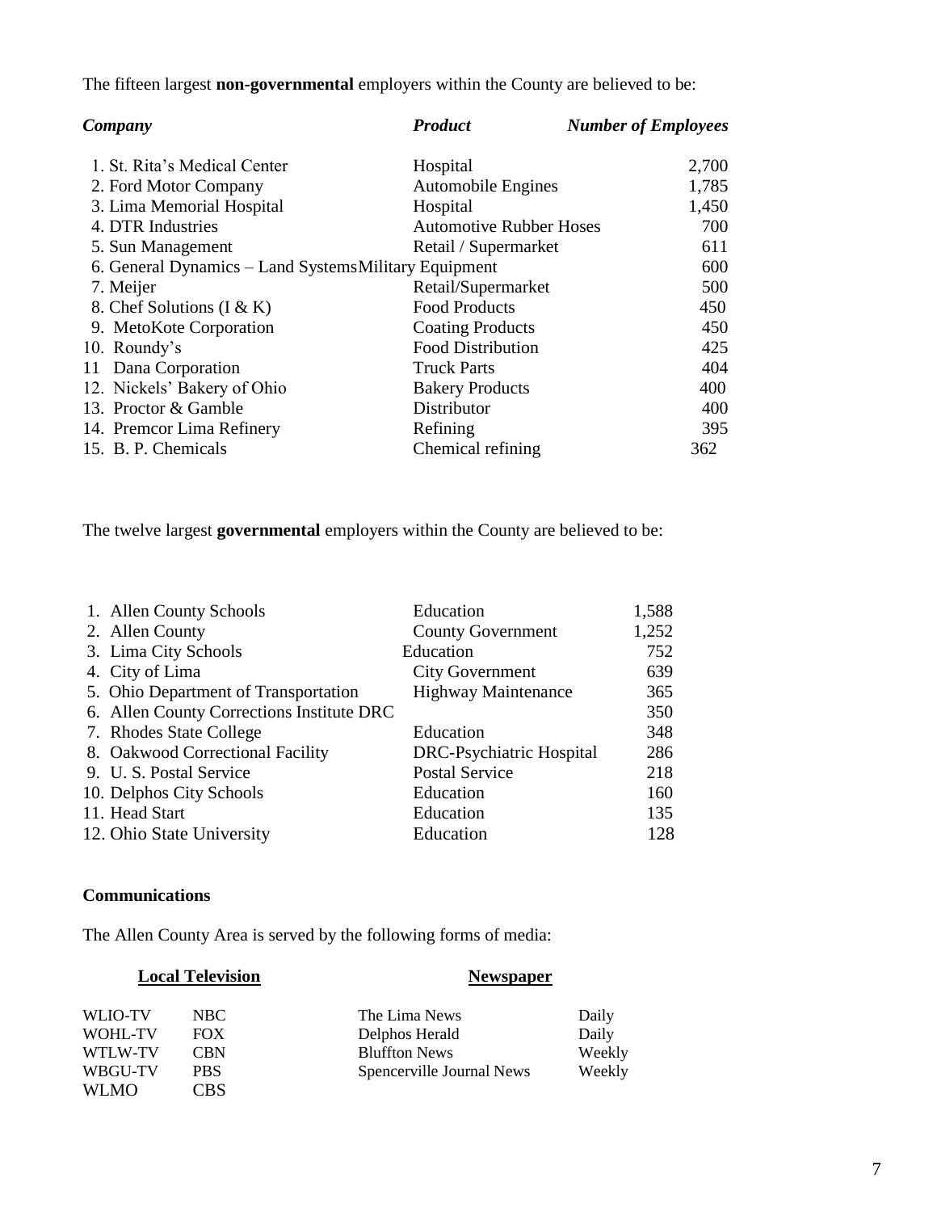The fifteen largest **non-governmental** employers within the County are believed to be:

| *Company* | *Product* | *Number of Employees* |
|---|---|---|
| 1. St. Rita's Medical Center | Hospital | 2,700 |
| 2. Ford Motor Company | Automobile Engines | 1,785 |
| 3. Lima Memorial Hospital | Hospital | 1,450 |
| 4. DTR Industries | Automotive Rubber Hoses | 700 |
| 5. Sun Management | Retail / Supermarket | 611 |
| 6. General Dynamics – Land Systems | Military Equipment | 600 |
| 7. Meijer | Retail/Supermarket | 500 |
| 8. Chef Solutions (I & K) | Food Products | 450 |
| 9. MetoKote Corporation | Coating Products | 450 |
| 10. Roundy's | Food Distribution | 425 |
| 11 Dana Corporation | Truck Parts | 404 |
| 12. Nickels' Bakery of Ohio | Bakery Products | 400 |
| 13. Proctor & Gamble | Distributor | 400 |
| 14. Premcor Lima Refinery | Refining | 395 |
| 15. B. P. Chemicals | Chemical refining | 362 |

The twelve largest **governmental** employers within the County are believed to be:

| | | |
|---|---|---|
| 1. Allen County Schools | Education | 1,588 |
| 2. Allen County | County Government | 1,252 |
| 3. Lima City Schools | Education | 752 |
| 4. City of Lima | City Government | 639 |
| 5. Ohio Department of Transportation | Highway Maintenance | 365 |
| 6. Allen County Corrections Institute DRC | | 350 |
| 7. Rhodes State College | Education | 348 |
| 8. Oakwood Correctional Facility | DRC-Psychiatric Hospital | 286 |
| 9. U. S. Postal Service | Postal Service | 218 |
| 10. Delphos City Schools | Education | 160 |
| 11. Head Start | Education | 135 |
| 12. Ohio State University | Education | 128 |

**Communications**

The Allen County Area is served by the following forms of media:

**Local Television**

| | |
|---|---|
| WLIO-TV | NBC |
| WOHL-TV | FOX |
| WTLW-TV | CBN |
| WBGU-TV | PBS |
| WLMO | CBS |

**Newspaper**

| | |
|---|---|
| The Lima News | Daily |
| Delphos Herald | Daily |
| Bluffton News | Weekly |
| Spencerville Journal News | Weekly |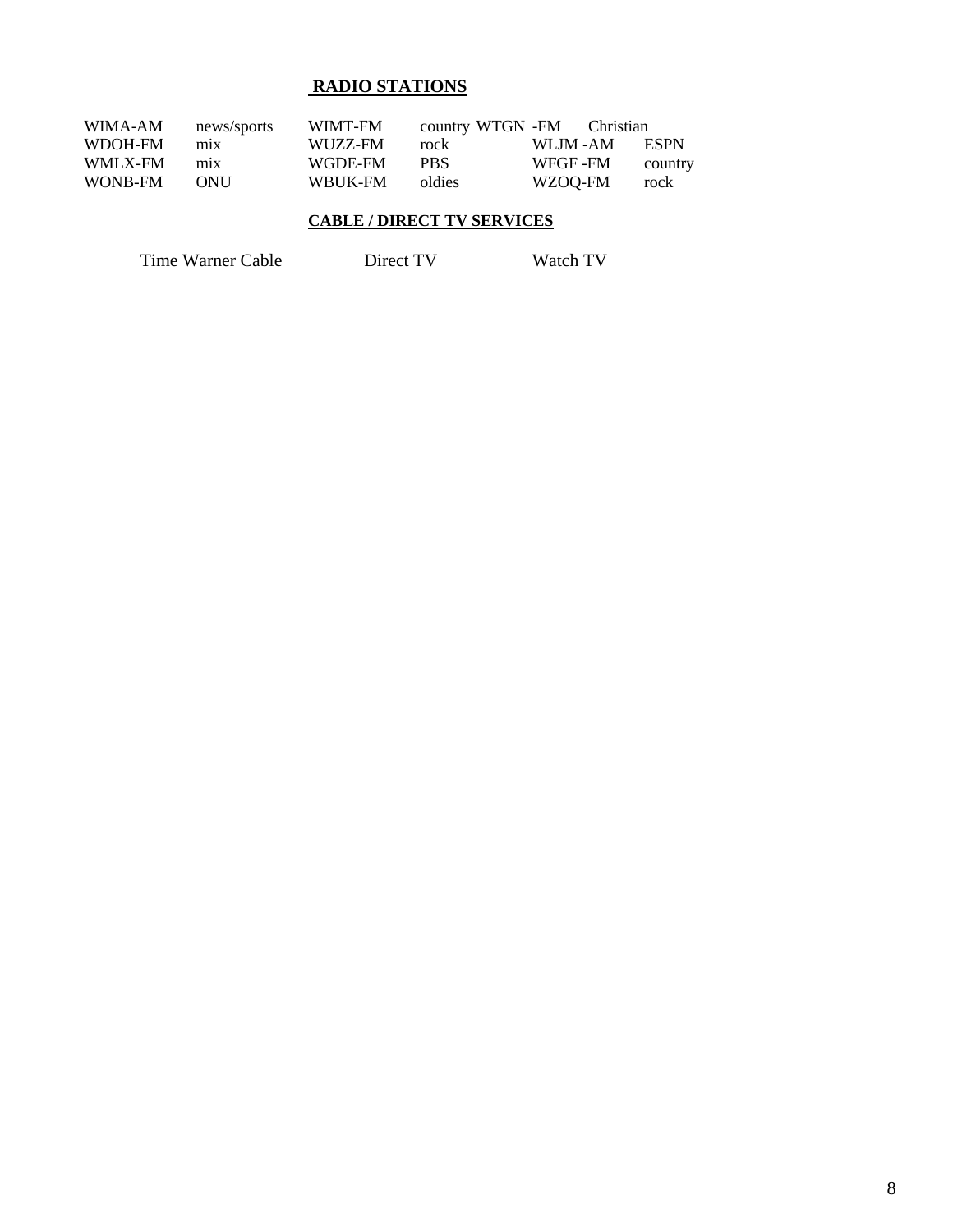## RADIO STATIONS

| | | | | | |
|---|---|---|---|---|---|
| WIMA-AM | news/sports | WIMT-FM | country | WTGN -FM | Christian |
| WDOH-FM | mix | WUZZ-FM | rock | WLJM -AM | ESPN |
| WMLX-FM | mix | WGDE-FM | PBS | WFGF -FM | country |
| WONB-FM | ONU | WBUK-FM | oldies | WZOQ-FM | rock |

## CABLE / DIRECT TV SERVICES

Time Warner Cable &nbsp;&nbsp;&nbsp;&nbsp; Direct TV &nbsp;&nbsp;&nbsp;&nbsp; Watch TV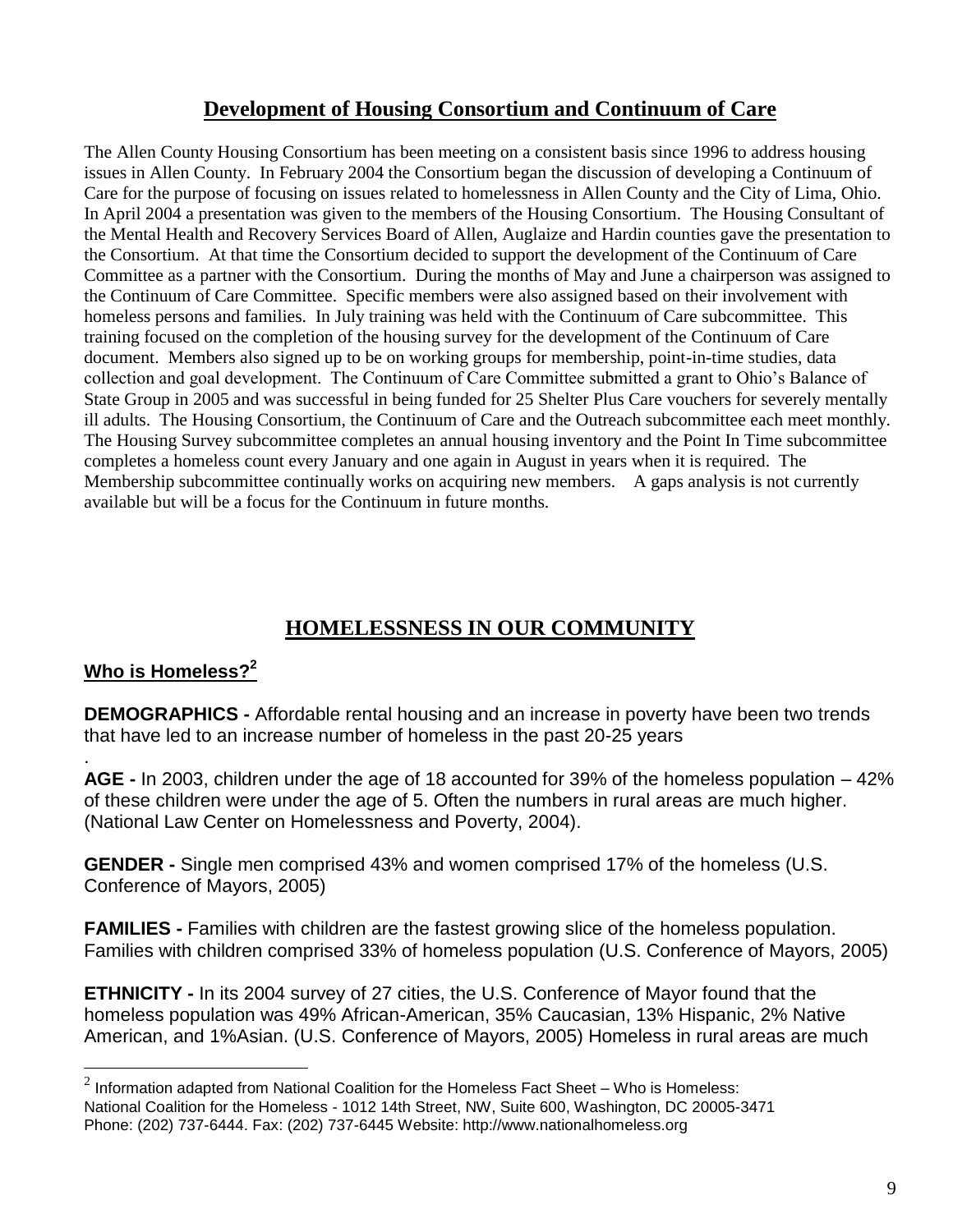## Development of Housing Consortium and Continuum of Care

The Allen County Housing Consortium has been meeting on a consistent basis since 1996 to address housing issues in Allen County. In February 2004 the Consortium began the discussion of developing a Continuum of Care for the purpose of focusing on issues related to homelessness in Allen County and the City of Lima, Ohio. In April 2004 a presentation was given to the members of the Housing Consortium. The Housing Consultant of the Mental Health and Recovery Services Board of Allen, Auglaize and Hardin counties gave the presentation to the Consortium. At that time the Consortium decided to support the development of the Continuum of Care Committee as a partner with the Consortium. During the months of May and June a chairperson was assigned to the Continuum of Care Committee. Specific members were also assigned based on their involvement with homeless persons and families. In July training was held with the Continuum of Care subcommittee. This training focused on the completion of the housing survey for the development of the Continuum of Care document. Members also signed up to be on working groups for membership, point-in-time studies, data collection and goal development. The Continuum of Care Committee submitted a grant to Ohio's Balance of State Group in 2005 and was successful in being funded for 25 Shelter Plus Care vouchers for severely mentally ill adults. The Housing Consortium, the Continuum of Care and the Outreach subcommittee each meet monthly. The Housing Survey subcommittee completes an annual housing inventory and the Point In Time subcommittee completes a homeless count every January and one again in August in years when it is required. The Membership subcommittee continually works on acquiring new members. A gaps analysis is not currently available but will be a focus for the Continuum in future months.

## HOMELESSNESS IN OUR COMMUNITY

### Who is Homeless?[2]

**DEMOGRAPHICS -** Affordable rental housing and an increase in poverty have been two trends that have led to an increase number of homeless in the past 20-25 years

.

**AGE -** In 2003, children under the age of 18 accounted for 39% of the homeless population – 42% of these children were under the age of 5. Often the numbers in rural areas are much higher. (National Law Center on Homelessness and Poverty, 2004).

**GENDER -** Single men comprised 43% and women comprised 17% of the homeless (U.S. Conference of Mayors, 2005)

**FAMILIES -** Families with children are the fastest growing slice of the homeless population. Families with children comprised 33% of homeless population (U.S. Conference of Mayors, 2005)

**ETHNICITY -** In its 2004 survey of 27 cities, the U.S. Conference of Mayor found that the homeless population was 49% African-American, 35% Caucasian, 13% Hispanic, 2% Native American, and 1%Asian. (U.S. Conference of Mayors, 2005) Homeless in rural areas are much

---

[2] Information adapted from National Coalition for the Homeless Fact Sheet – Who is Homeless: National Coalition for the Homeless - 1012 14th Street, NW, Suite 600, Washington, DC 20005-3471 Phone: (202) 737-6444. Fax: (202) 737-6445 Website: http://www.nationalhomeless.org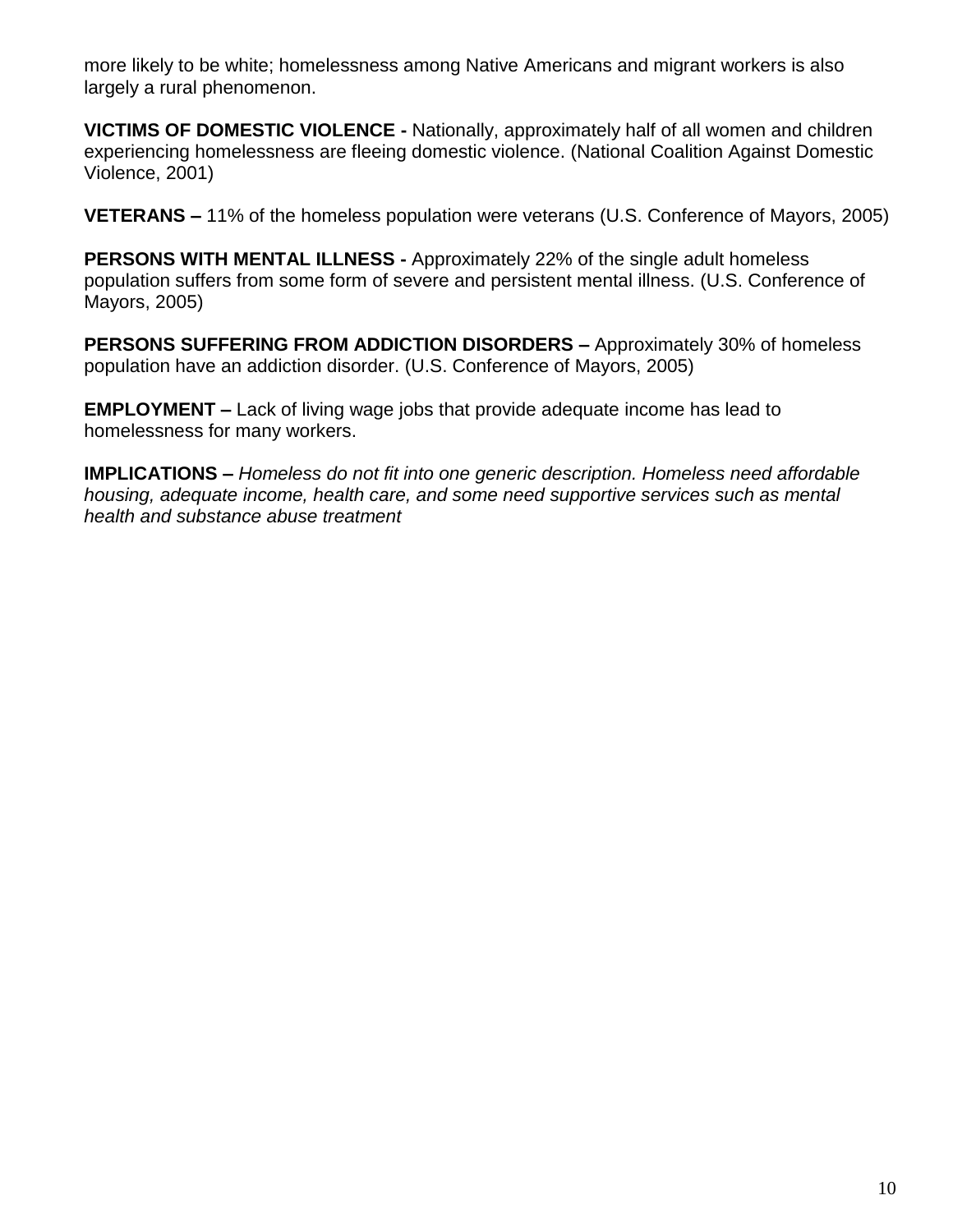more likely to be white; homelessness among Native Americans and migrant workers is also largely a rural phenomenon.

**VICTIMS OF DOMESTIC VIOLENCE -** Nationally, approximately half of all women and children experiencing homelessness are fleeing domestic violence. (National Coalition Against Domestic Violence, 2001)

**VETERANS –** 11% of the homeless population were veterans (U.S. Conference of Mayors, 2005)

**PERSONS WITH MENTAL ILLNESS -** Approximately 22% of the single adult homeless population suffers from some form of severe and persistent mental illness. (U.S. Conference of Mayors, 2005)

**PERSONS SUFFERING FROM ADDICTION DISORDERS –** Approximately 30% of homeless population have an addiction disorder. (U.S. Conference of Mayors, 2005)

**EMPLOYMENT –** Lack of living wage jobs that provide adequate income has lead to homelessness for many workers.

**IMPLICATIONS –** *Homeless do not fit into one generic description. Homeless need affordable housing, adequate income, health care, and some need supportive services such as mental health and substance abuse treatment*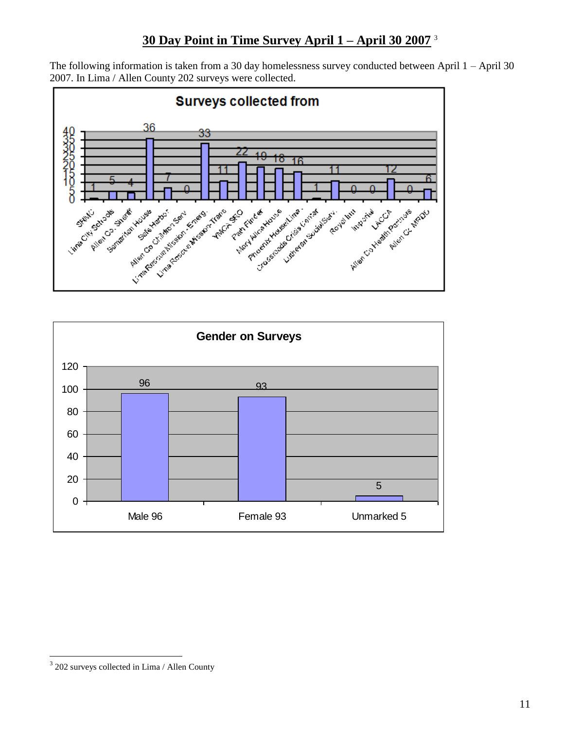## 30 Day Point in Time Survey April 1 – April 30 2007 [3]

The following information is taken from a 30 day homelessness survey conducted between April 1 – April 30 2007. In Lima / Allen County 202 surveys were collected.

**Surveys collected from**

| Source | Surveys |
|---|---|
| SMHC | 1 |
| Lima City Schools | 5 |
| Allen Co. Sheriff | 4 |
| Samaritan House | 36 |
| Safe Harbor | 7 |
| Allen Co Children Serv | 0 |
| Lima Rescue Mission - Emerg. | 33 |
| Lima Rescue Mission-Trans | 11 |
| YMCA SRO | 22 |
| Path Finder | 19 |
| Mary Alice House | 18 |
| Phoenix House/Lima . | 16 |
| Crossroads Crisis Center | 1 |
| Lutheran Social Serv. | 11 |
| Royal Inn | 0 |
| Imperial | 0 |
| LACCA | 12 |
| Allen Co Health Partners | 0 |
| Allen Co MRDD | 6 |

**Gender on Surveys**

| Gender | Count |
|---|---|
| Male 96 | 96 |
| Female 93 | 93 |
| Unmarked 5 | 5 |

[3] 202 surveys collected in Lima / Allen County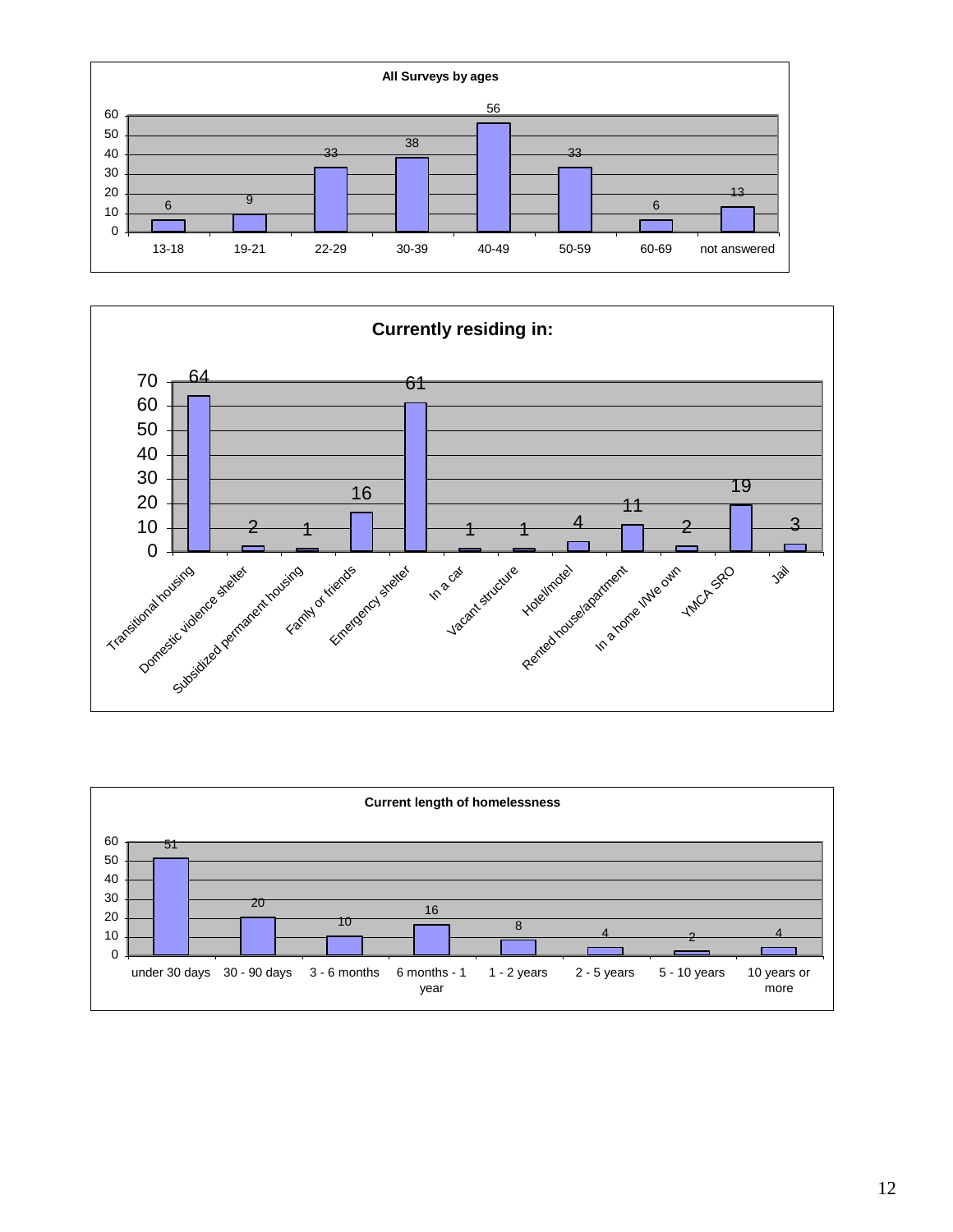**All Surveys by ages**

| Age | Count |
| --- | --- |
| 13-18 | 6 |
| 19-21 | 9 |
| 22-29 | 33 |
| 30-39 | 38 |
| 40-49 | 56 |
| 50-59 | 33 |
| 60-69 | 6 |
| not answered | 13 |

**Currently residing in:**

| Residence | Count |
| --- | --- |
| Transitional housing | 64 |
| Domestic violence shelter | 2 |
| Subsidized permanent housing | 1 |
| Family or friends | 16 |
| Emergency shelter | 61 |
| In a car | 1 |
| Vacant structure | 1 |
| Hotel/motel | 4 |
| Rented house/apartment | 11 |
| In a home I/We own | 2 |
| YMCA SRO | 19 |
| Jail | 3 |

**Current length of homelessness**

| Length | Count |
| --- | --- |
| under 30 days | 51 |
| 30 - 90 days | 20 |
| 3 - 6 months | 10 |
| 6 months - 1 year | 16 |
| 1 - 2 years | 8 |
| 2 - 5 years | 4 |
| 5 - 10 years | 2 |
| 10 years or more | 4 |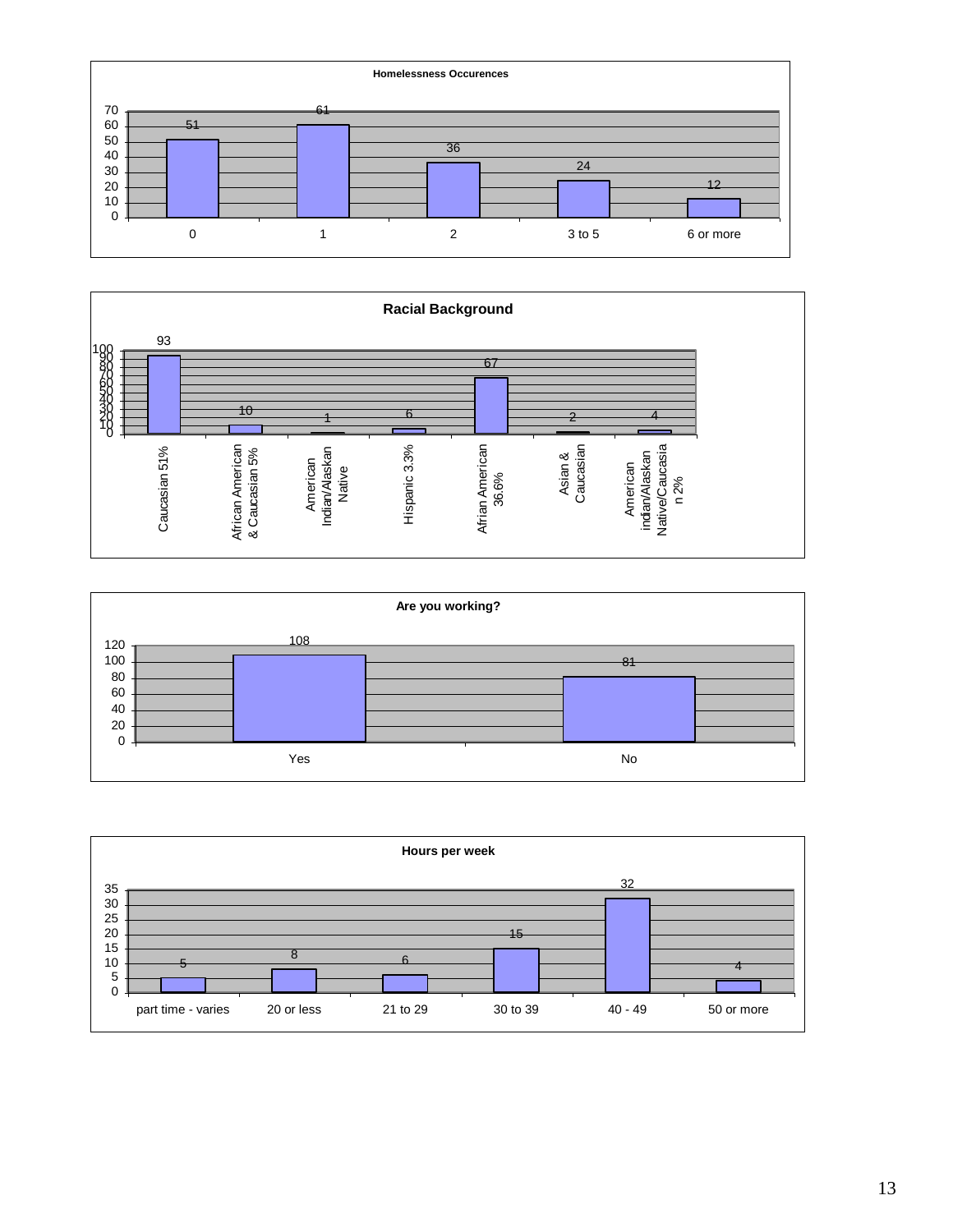**Homelessness Occurences**

| Occurrences | Count |
|---|---|
| 0 | 51 |
| 1 | 61 |
| 2 | 36 |
| 3 to 5 | 24 |
| 6 or more | 12 |

**Racial Background**

| Racial Background | Count |
|---|---|
| Caucasian 51% | 93 |
| African American & Caucasian 5% | 10 |
| American Indian/Alaskan Native | 1 |
| Hispanic 3.3% | 6 |
| Afrian American 36.6% | 67 |
| Asian & Caucasian | 2 |
| American indian/Alaskan Native/Caucasian 2% | 4 |

**Are you working?**

| Response | Count |
|---|---|
| Yes | 108 |
| No | 81 |

**Hours per week**

| Hours | Count |
|---|---|
| part time - varies | 5 |
| 20 or less | 8 |
| 21 to 29 | 6 |
| 30 to 39 | 15 |
| 40 - 49 | 32 |
| 50 or more | 4 |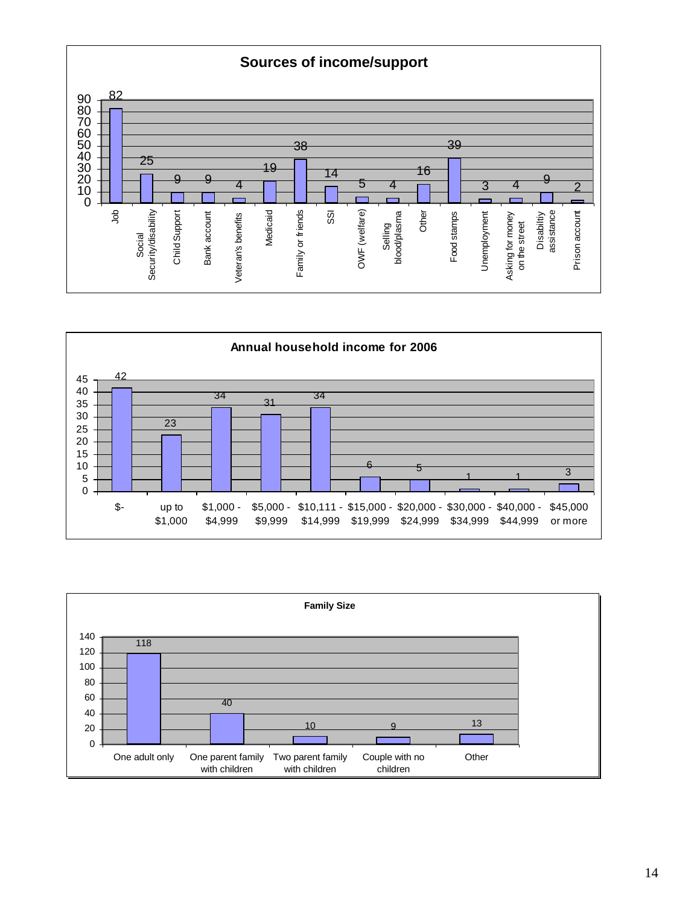## Sources of income/support

| Source | Count |
|---|---|
| Job | 82 |
| Social Security/disability | 25 |
| Child Support | 9 |
| Bank account | 9 |
| Veteran's benefits | 4 |
| Medicaid | 19 |
| Family or friends | 38 |
| SSI | 14 |
| OWF (welfare) | 5 |
| Selling blood/plasma | 4 |
| Other | 16 |
| Food stamps | 39 |
| Unemployment | 3 |
| Asking for money on the street | 4 |
| Disabiltiy assistance | 9 |
| Prison account | 2 |

## Annual household income for 2006

| Income | Count |
|---|---|
| $- | 42 |
| up to $1,000 | 23 |
| $1,000 - $4,999 | 34 |
| $5,000 - $9,999 | 31 |
| $10,111 - $14,999 | 34 |
| $15,000 - $19,999 | 6 |
| $20,000 - $24,999 | 5 |
| $30,000 - $34,999 | 1 |
| $40,000 - $44,999 | 1 |
| $45,000 or more | 3 |

## Family Size

| Family Size | Count |
|---|---|
| One adult only | 118 |
| One parent family with children | 40 |
| Two parent family with children | 10 |
| Couple with no children | 9 |
| Other | 13 |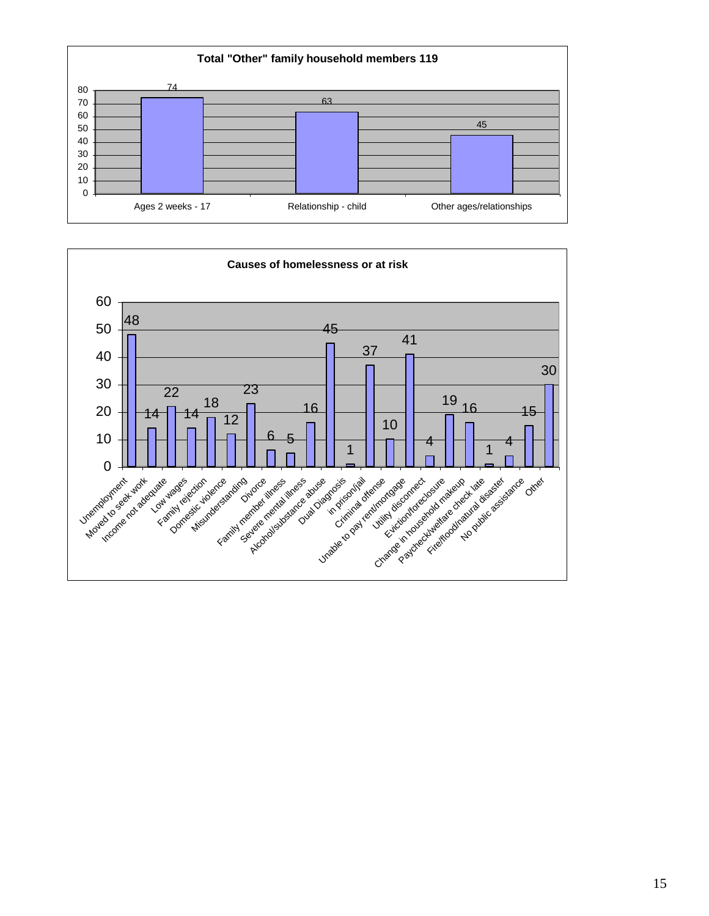**Total "Other" family household members 119**

| Category | Count |
|---|---|
| Ages 2 weeks - 17 | 74 |
| Relationship - child | 63 |
| Other ages/relationships | 45 |

**Causes of homelessness or at risk**

| Cause | Count |
|---|---|
| Unemployment | 48 |
| Moved to seek work | 14 |
| Income not adequate | 22 |
| Low wages | 14 |
| Family rejection | 18 |
| Domestic violence | 12 |
| Misunderstanding | 23 |
| Divorce | 6 |
| Family member illness | 5 |
| Severe mental illness | 16 |
| Alcohol/substance abuse | 45 |
| Dual Diagnosis | 1 |
| in prison/jail | 37 |
| Criminal offense | 10 |
| Unable to pay rent/mortgage | 41 |
| Utility disconnect | 4 |
| Eviction/foreclosure | 19 |
| Change in household makeup | 16 |
| Paycheck/welfare check late | 1 |
| Fire/flood/natural disaster | 4 |
| No public assistance | 15 |
| Other | 30 |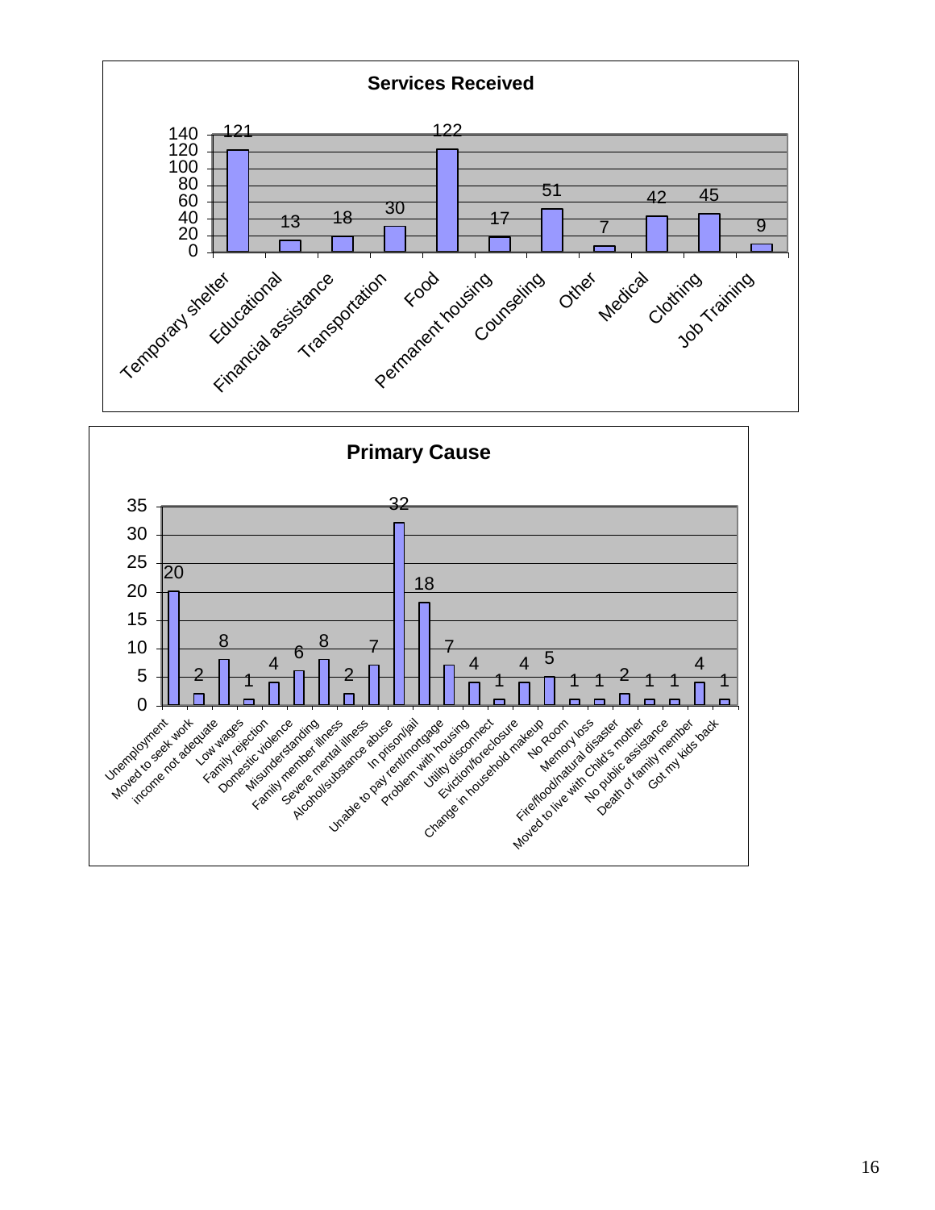## Services Received

| Service | Count |
|---|---|
| Temporary shelter | 121 |
| Educational | 13 |
| Financial assistance | 18 |
| Transportation | 30 |
| Food | 122 |
| Permanent housing | 17 |
| Counseling | 51 |
| Other | 7 |
| Medical | 42 |
| Clothing | 45 |
| Job Training | 9 |

## Primary Cause

| Cause | Count |
|---|---|
| Unemployment | 20 |
| Moved to seek work | 2 |
| income not adequate | 8 |
| Low wages | 1 |
| Family rejection | 4 |
| Domestic violence | 6 |
| Misunderstanding | 8 |
| Family member illness | 2 |
| Severe mental illness | 7 |
| Alcohol/substance abuse | 32 |
| In prison/jail | 18 |
| Unable to pay rent/mortgage | 7 |
| Problem with housing | 4 |
| Utility disconnect | 1 |
| Eviction/foreclosure | 4 |
| Change in household makeup | 5 |
| No Room | 1 |
| Memory loss | 1 |
| Fire/flood/natural disaster | 2 |
| Moved to live with Child's mother | 1 |
| No public assistance | 1 |
| Death of family member | 4 |
| Got my kids back | 1 |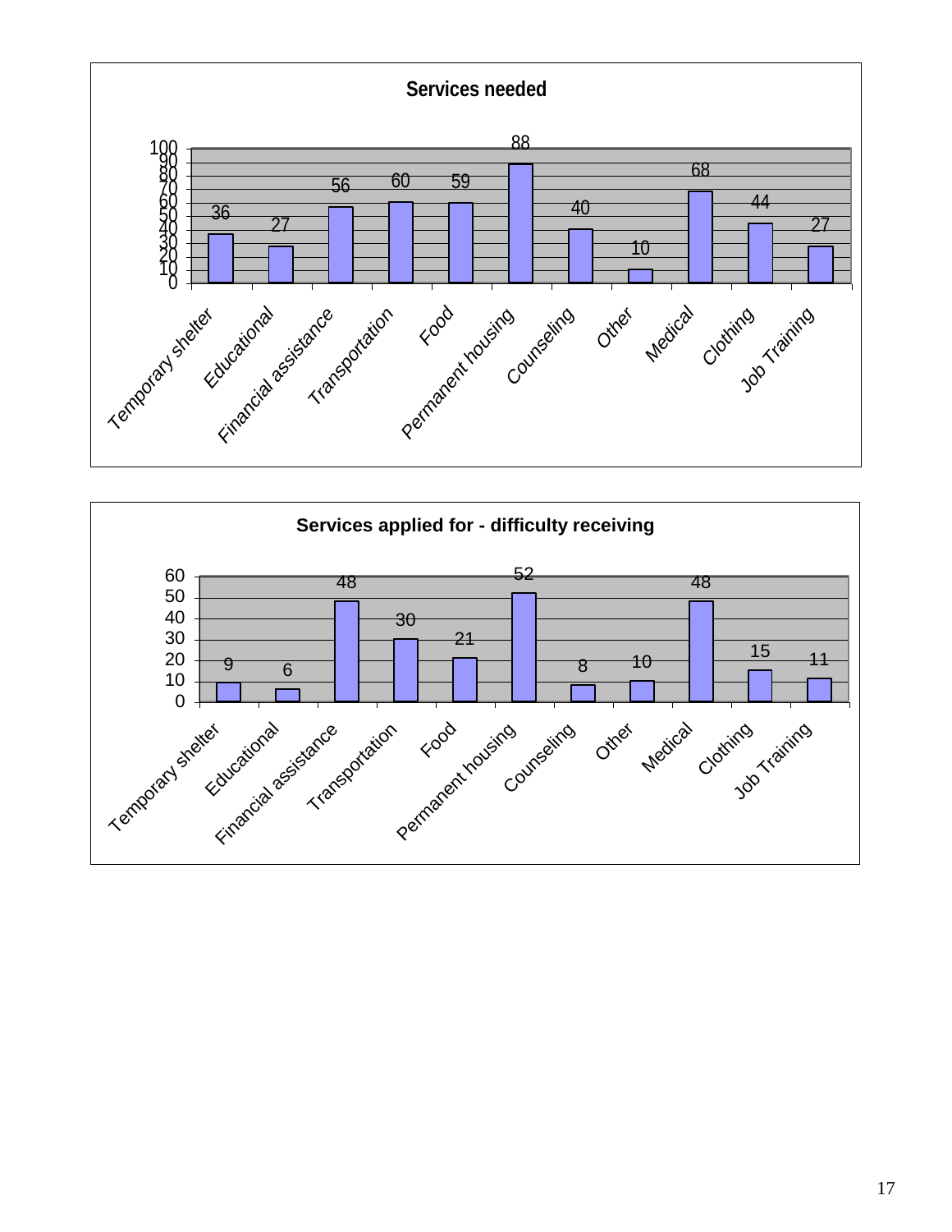**Services needed**

| Service | Count |
|---|---|
| Temporary shelter | 36 |
| Educational | 27 |
| Financial assistance | 56 |
| Transportation | 60 |
| Food | 59 |
| Permanent housing | 88 |
| Counseling | 40 |
| Other | 10 |
| Medical | 68 |
| Clothing | 44 |
| Job Training | 27 |

**Services applied for - difficulty receiving**

| Service | Count |
|---|---|
| Temporary shelter | 9 |
| Educational | 6 |
| Financial assistance | 48 |
| Transportation | 30 |
| Food | 21 |
| Permanent housing | 52 |
| Counseling | 8 |
| Other | 10 |
| Medical | 48 |
| Clothing | 15 |
| Job Training | 11 |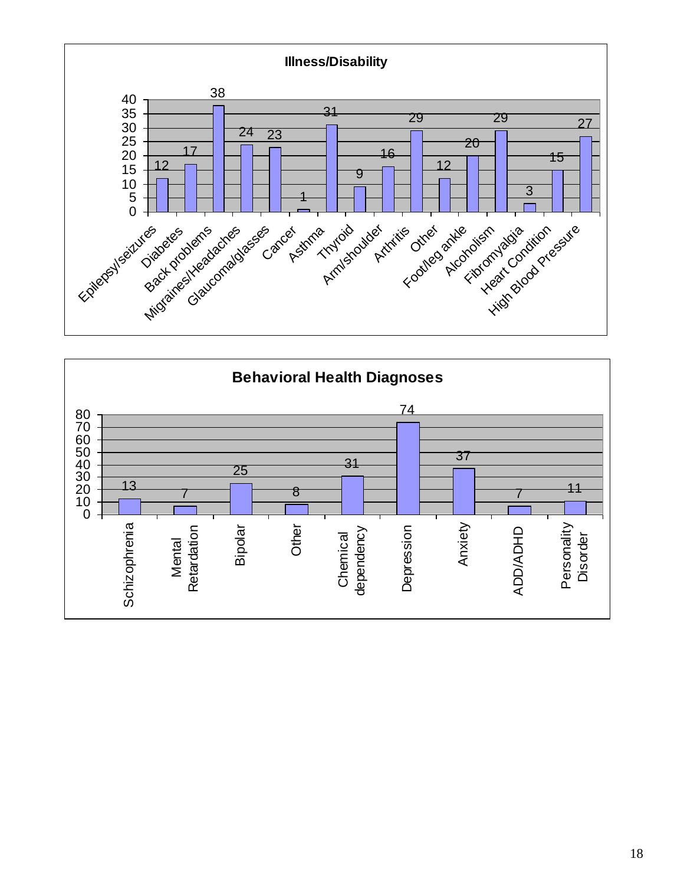**Illness/Disability**

| Illness/Disability | Count |
|---|---|
| Epilepsy/seizures | 12 |
| Diabetes | 17 |
| Back problems | 38 |
| Migraines/Headaches | 24 |
| Glaucoma/glasses | 23 |
| Cancer | 1 |
| Asthma | 31 |
| Thyroid | 9 |
| Arm/shoulder | 16 |
| Arthritis | 29 |
| Other | 12 |
| Foot/leg ankle | 20 |
| Alcoholism | 29 |
| Fibromyalgia | 3 |
| Heart Condition | 15 |
| High Blood Pressure | 27 |

**Behavioral Health Diagnoses**

| Diagnosis | Count |
|---|---|
| Schizophrenia | 13 |
| Mental Retardation | 7 |
| Bipolar | 25 |
| Other | 8 |
| Chemical dependency | 31 |
| Depression | 74 |
| Anxiety | 37 |
| ADD/ADHD | 7 |
| Personality Disorder | 11 |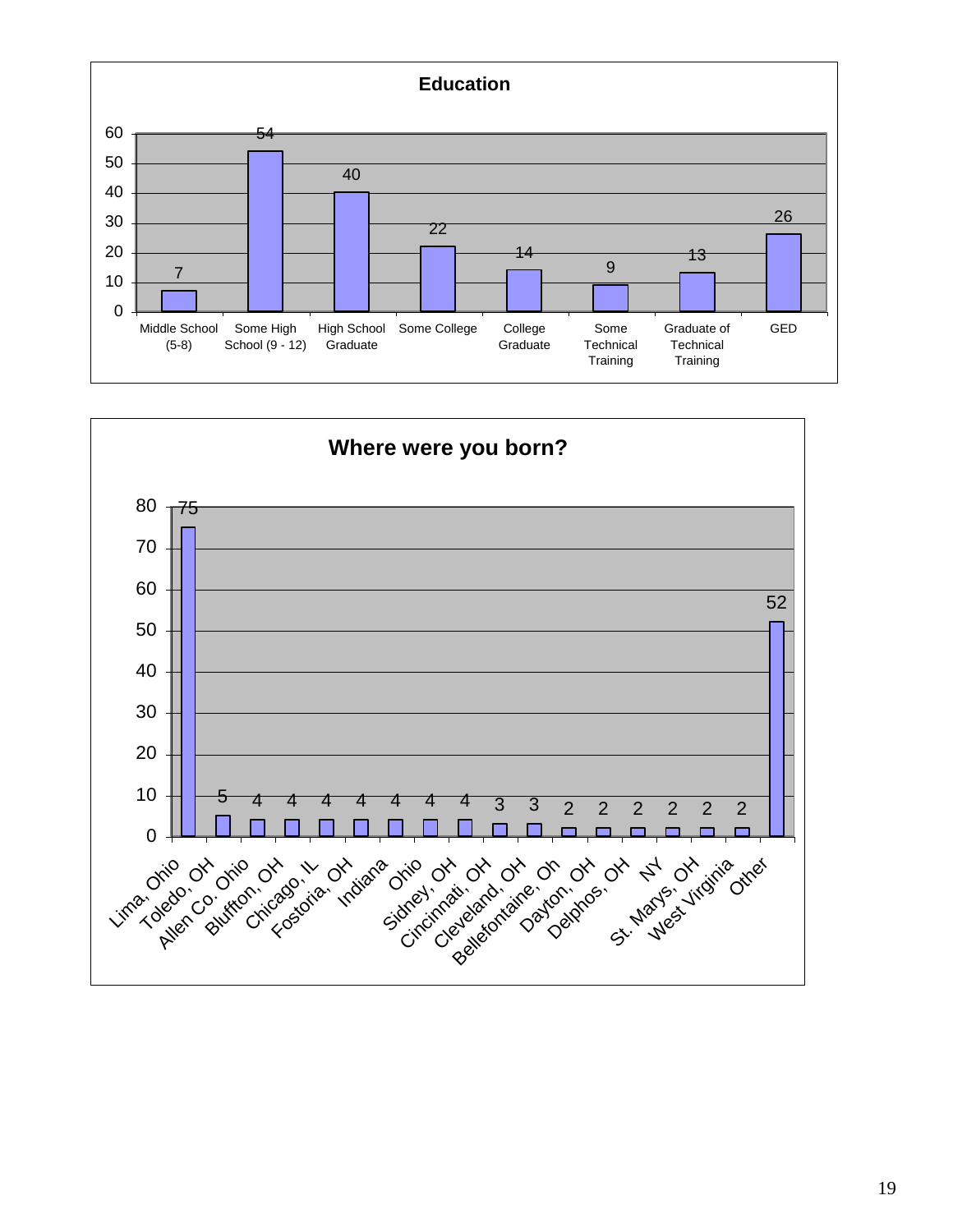## Education

| Education | Count |
|---|---|
| Middle School (5-8) | 7 |
| Some High School (9 - 12) | 54 |
| High School Graduate | 40 |
| Some College | 22 |
| College Graduate | 14 |
| Some Technical Training | 9 |
| Graduate of Technical Training | 13 |
| GED | 26 |

## Where were you born?

| Where were you born? | Count |
|---|---|
| Lima, Ohio | 75 |
| Toledo, OH | 5 |
| Allen Co. Ohio | 4 |
| Bluffton, OH | 4 |
| Chicago, IL | 4 |
| Fostoria, OH | 4 |
| Indiana | 4 |
| Ohio | 4 |
| Sidney, OH | 4 |
| Cincinnati, OH | 3 |
| Cleveland, OH | 3 |
| Bellefontaine, Oh | 2 |
| Dayton, OH | 2 |
| Delphos, OH | 2 |
| NY | 2 |
| St. Marys, OH | 2 |
| West Virginia | 2 |
| Other | 52 |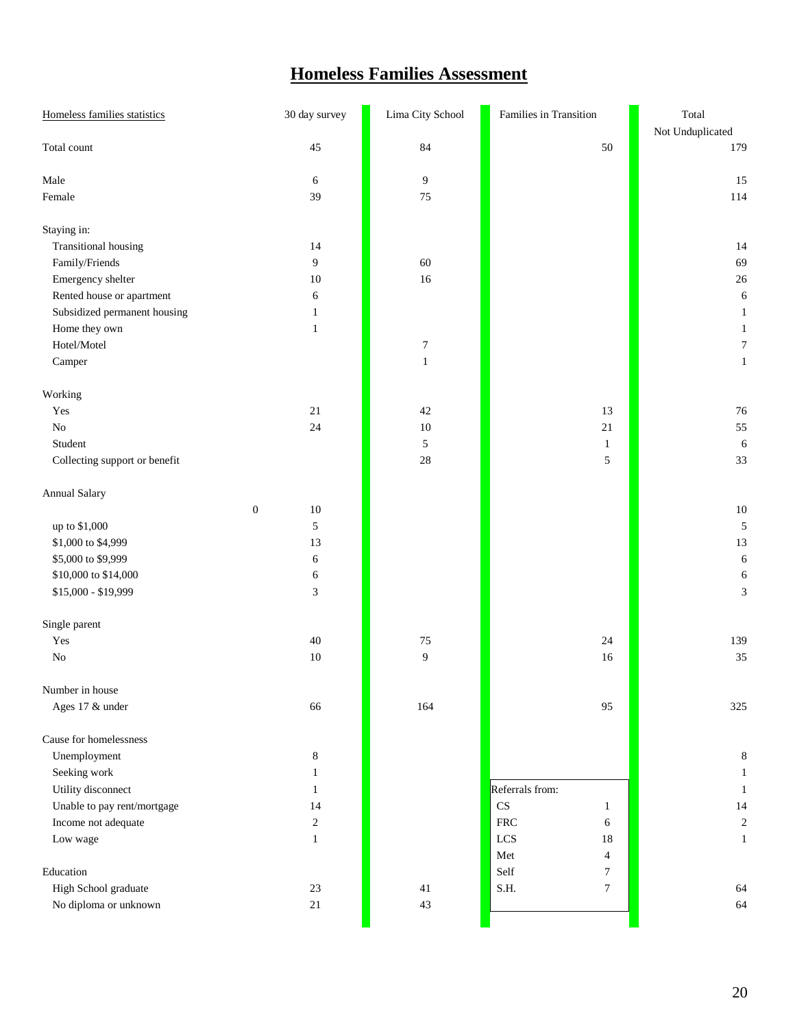# Homeless Families Assessment

| Homeless families statistics | 30 day survey | Lima City School | Families in Transition | Total Not Unduplicated |
|---|---|---|---|---|
| Total count | 45 | 84 | 50 | 179 |
| | | | | |
| Male | 6 | 9 | | 15 |
| Female | 39 | 75 | | 114 |
| | | | | |
| Staying in: | | | | |
| Transitional housing | 14 | | | 14 |
| Family/Friends | 9 | 60 | | 69 |
| Emergency shelter | 10 | 16 | | 26 |
| Rented house or apartment | 6 | | | 6 |
| Subsidized permanent housing | 1 | | | 1 |
| Home they own | 1 | | | 1 |
| Hotel/Motel | | 7 | | 7 |
| Camper | | 1 | | 1 |
| | | | | |
| Working | | | | |
| Yes | 21 | 42 | 13 | 76 |
| No | 24 | 10 | 21 | 55 |
| Student | | 5 | 1 | 6 |
| Collecting support or benefit | | 28 | 5 | 33 |
| | | | | |
| Annual Salary | | | | |
| 0 | 10 | | | 10 |
| up to $1,000 | 5 | | | 5 |
| $1,000 to $4,999 | 13 | | | 13 |
| $5,000 to $9,999 | 6 | | | 6 |
| $10,000 to $14,000 | 6 | | | 6 |
| $15,000 - $19,999 | 3 | | | 3 |
| | | | | |
| Single parent | | | | |
| Yes | 40 | 75 | 24 | 139 |
| No | 10 | 9 | 16 | 35 |
| | | | | |
| Number in house | | | | |
| Ages 17 & under | 66 | 164 | 95 | 325 |
| | | | | |
| Cause for homelessness | | | | |
| Unemployment | 8 | | | 8 |
| Seeking work | 1 | | | 1 |
| Utility disconnect | 1 | | Referrals from: | 1 |
| Unable to pay rent/mortgage | 14 | | CS 1 | 14 |
| Income not adequate | 2 | | FRC 6 | 2 |
| Low wage | 1 | | LCS 18 | 1 |
| | | | Met 4 | |
| Education | | | Self 7 | |
| High School graduate | 23 | 41 | S.H. 7 | 64 |
| No diploma or unknown | 21 | 43 | | 64 |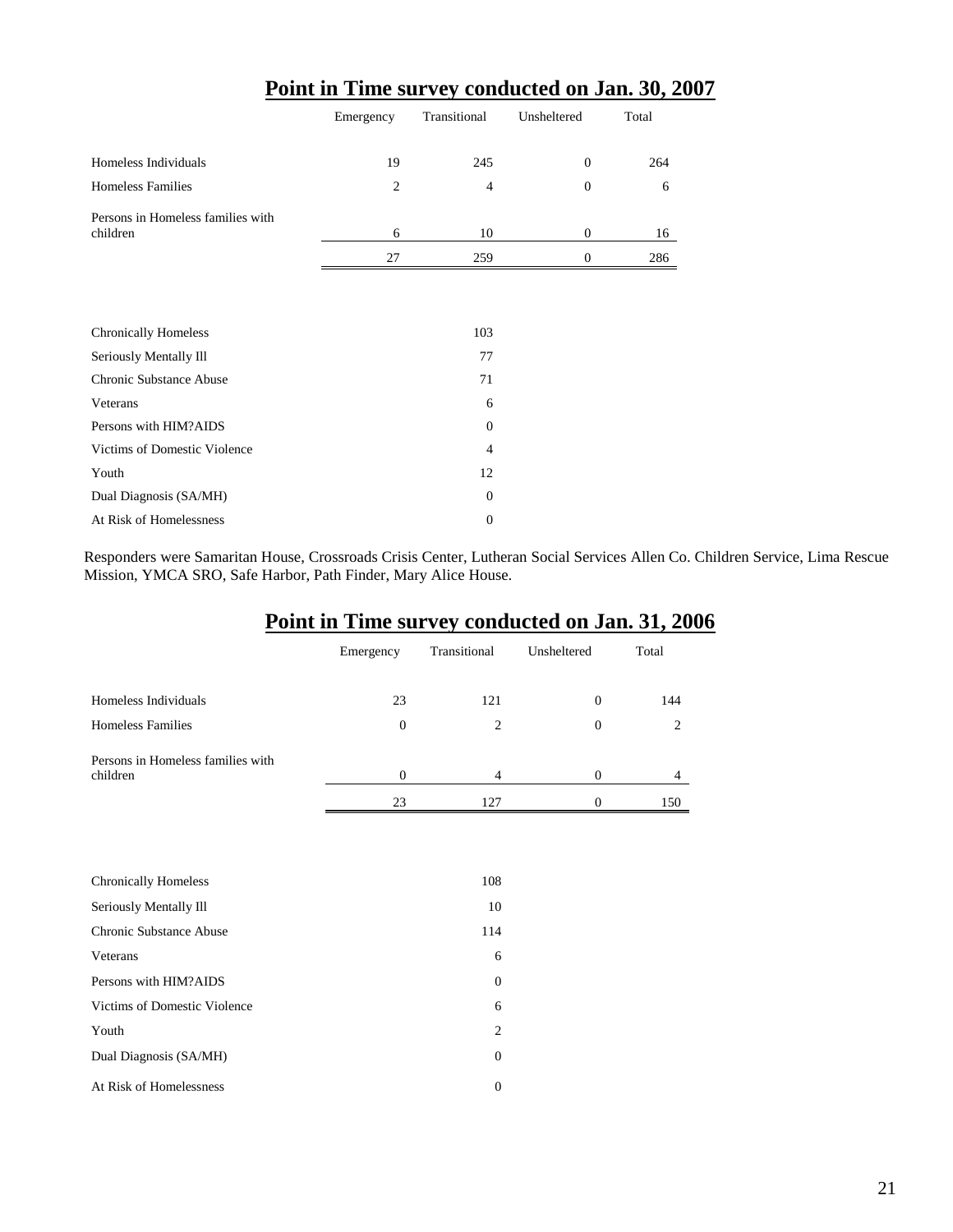## Point in Time survey conducted on Jan. 30, 2007

| | Emergency | Transitional | Unsheltered | Total |
|---|---|---|---|---|
| Homeless Individuals | 19 | 245 | 0 | 264 |
| Homeless Families | 2 | 4 | 0 | 6 |
| Persons in Homeless families with children | 6 | 10 | 0 | 16 |
| | 27 | 259 | 0 | 286 |

| | |
|---|---|
| Chronically Homeless | 103 |
| Seriously Mentally Ill | 77 |
| Chronic Substance Abuse | 71 |
| Veterans | 6 |
| Persons with HIM?AIDS | 0 |
| Victims of Domestic Violence | 4 |
| Youth | 12 |
| Dual Diagnosis (SA/MH) | 0 |
| At Risk of Homelessness | 0 |

Responders were Samaritan House, Crossroads Crisis Center, Lutheran Social Services Allen Co. Children Service, Lima Rescue Mission, YMCA SRO, Safe Harbor, Path Finder, Mary Alice House.

## Point in Time survey conducted on Jan. 31, 2006

| | Emergency | Transitional | Unsheltered | Total |
|---|---|---|---|---|
| Homeless Individuals | 23 | 121 | 0 | 144 |
| Homeless Families | 0 | 2 | 0 | 2 |
| Persons in Homeless families with children | 0 | 4 | 0 | 4 |
| | 23 | 127 | 0 | 150 |

| | |
|---|---|
| Chronically Homeless | 108 |
| Seriously Mentally Ill | 10 |
| Chronic Substance Abuse | 114 |
| Veterans | 6 |
| Persons with HIM?AIDS | 0 |
| Victims of Domestic Violence | 6 |
| Youth | 2 |
| Dual Diagnosis (SA/MH) | 0 |
| At Risk of Homelessness | 0 |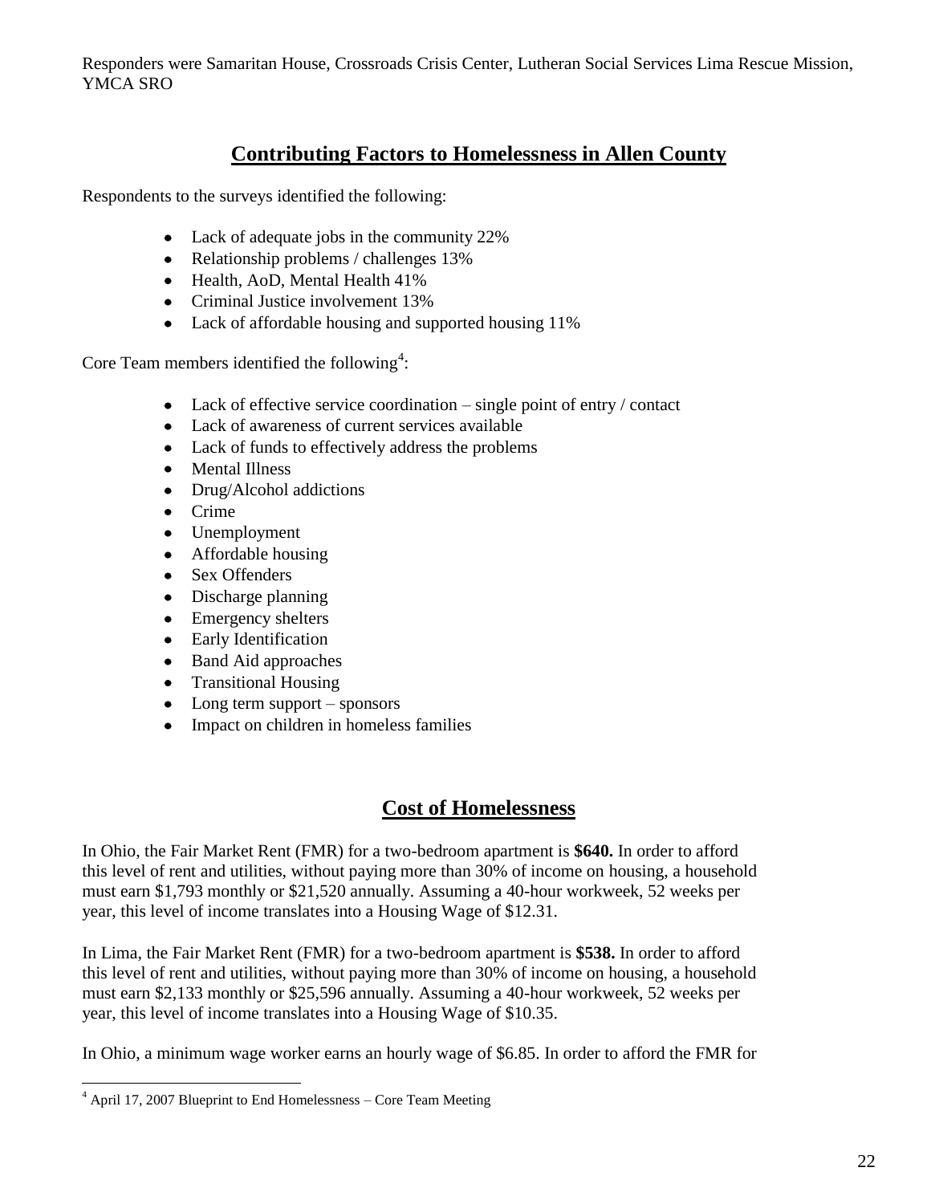Responders were Samaritan House, Crossroads Crisis Center, Lutheran Social Services Lima Rescue Mission, YMCA SRO

## Contributing Factors to Homelessness in Allen County

Respondents to the surveys identified the following:

- Lack of adequate jobs in the community 22%
- Relationship problems / challenges 13%
- Health, AoD, Mental Health 41%
- Criminal Justice involvement 13%
- Lack of affordable housing and supported housing 11%

Core Team members identified the following[4]:

- Lack of effective service coordination – single point of entry / contact
- Lack of awareness of current services available
- Lack of funds to effectively address the problems
- Mental Illness
- Drug/Alcohol addictions
- Crime
- Unemployment
- Affordable housing
- Sex Offenders
- Discharge planning
- Emergency shelters
- Early Identification
- Band Aid approaches
- Transitional Housing
- Long term support – sponsors
- Impact on children in homeless families

## Cost of Homelessness

In Ohio, the Fair Market Rent (FMR) for a two-bedroom apartment is **$640.** In order to afford this level of rent and utilities, without paying more than 30% of income on housing, a household must earn $1,793 monthly or $21,520 annually. Assuming a 40-hour workweek, 52 weeks per year, this level of income translates into a Housing Wage of $12.31.

In Lima, the Fair Market Rent (FMR) for a two-bedroom apartment is **$538.** In order to afford this level of rent and utilities, without paying more than 30% of income on housing, a household must earn $2,133 monthly or $25,596 annually. Assuming a 40-hour workweek, 52 weeks per year, this level of income translates into a Housing Wage of $10.35.

In Ohio, a minimum wage worker earns an hourly wage of $6.85. In order to afford the FMR for

[4] April 17, 2007 Blueprint to End Homelessness – Core Team Meeting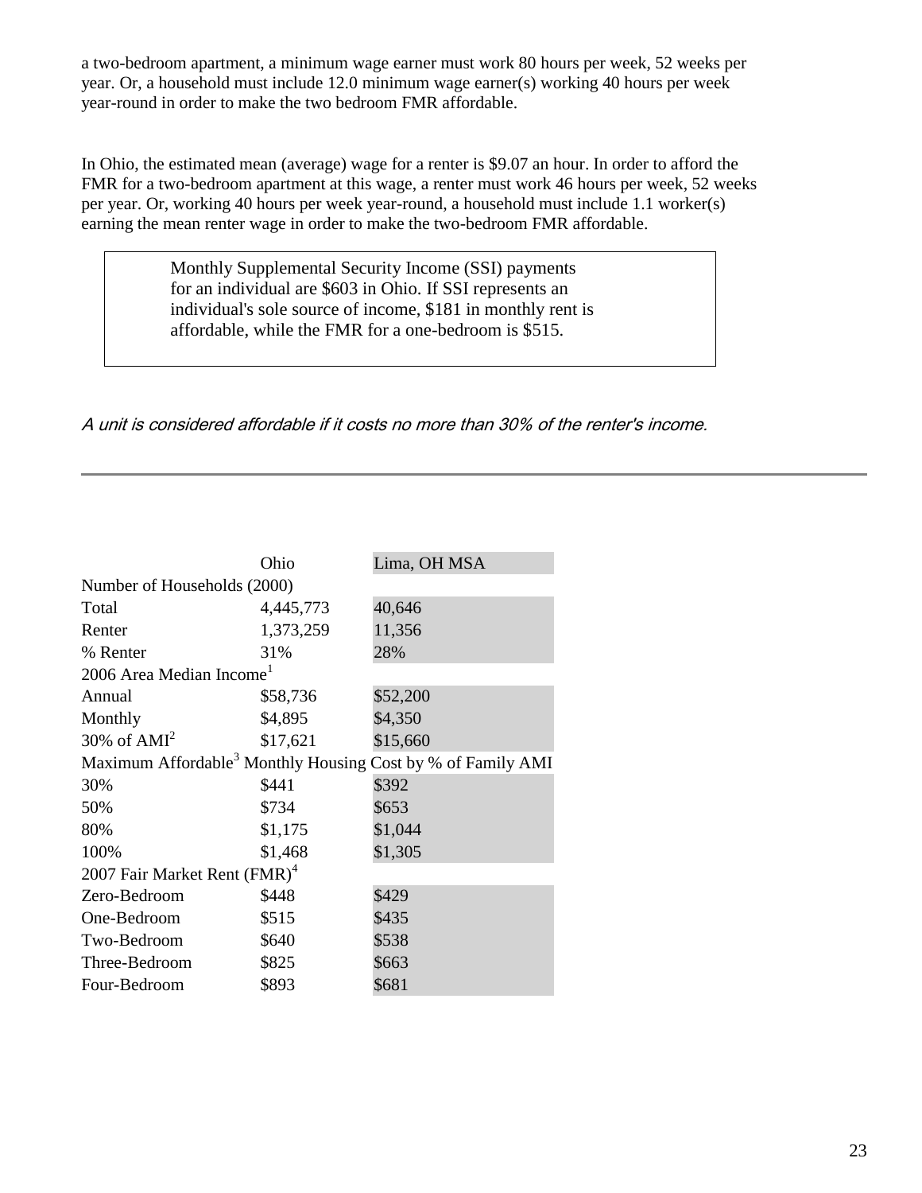a two-bedroom apartment, a minimum wage earner must work 80 hours per week, 52 weeks per year. Or, a household must include 12.0 minimum wage earner(s) working 40 hours per week year-round in order to make the two bedroom FMR affordable.

In Ohio, the estimated mean (average) wage for a renter is $9.07 an hour. In order to afford the FMR for a two-bedroom apartment at this wage, a renter must work 46 hours per week, 52 weeks per year. Or, working 40 hours per week year-round, a household must include 1.1 worker(s) earning the mean renter wage in order to make the two-bedroom FMR affordable.

> Monthly Supplemental Security Income (SSI) payments for an individual are $603 in Ohio. If SSI represents an individual's sole source of income, $181 in monthly rent is affordable, while the FMR for a one-bedroom is $515.

*A unit is considered affordable if it costs no more than 30% of the renter's income.*

---

| | Ohio | Lima, OH MSA |
|---|---|---|
| Number of Households (2000) | | |
| Total | 4,445,773 | 40,646 |
| Renter | 1,373,259 | 11,356 |
| % Renter | 31% | 28% |
| 2006 Area Median Income[1] | | |
| Annual | $58,736 | $52,200 |
| Monthly | $4,895 | $4,350 |
| 30% of AMI[2] | $17,621 | $15,660 |
| Maximum Affordable[3] Monthly Housing Cost by % of Family AMI | | |
| 30% | $441 | $392 |
| 50% | $734 | $653 |
| 80% | $1,175 | $1,044 |
| 100% | $1,468 | $1,305 |
| 2007 Fair Market Rent (FMR)[4] | | |
| Zero-Bedroom | $448 | $429 |
| One-Bedroom | $515 | $435 |
| Two-Bedroom | $640 | $538 |
| Three-Bedroom | $825 | $663 |
| Four-Bedroom | $893 | $681 |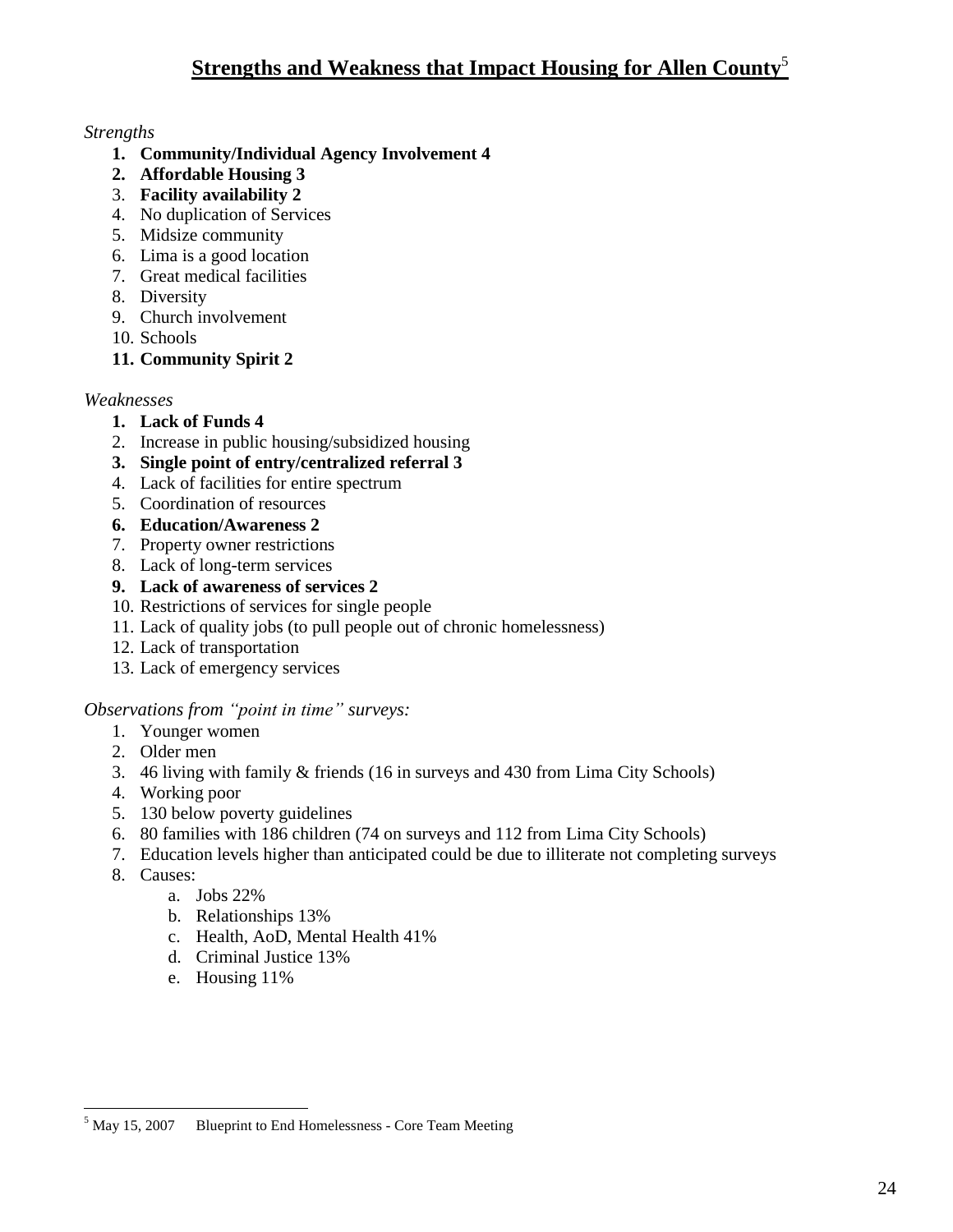## **Strengths and Weakness that Impact Housing for Allen County**[5]

*Strengths*

1. **Community/Individual Agency Involvement 4**
2. **Affordable Housing 3**
3. **Facility availability 2**
4. No duplication of Services
5. Midsize community
6. Lima is a good location
7. Great medical facilities
8. Diversity
9. Church involvement
10. Schools
11. **Community Spirit 2**

*Weaknesses*

1. **Lack of Funds 4**
2. Increase in public housing/subsidized housing
3. **Single point of entry/centralized referral 3**
4. Lack of facilities for entire spectrum
5. Coordination of resources
6. **Education/Awareness 2**
7. Property owner restrictions
8. Lack of long-term services
9. **Lack of awareness of services 2**
10. Restrictions of services for single people
11. Lack of quality jobs (to pull people out of chronic homelessness)
12. Lack of transportation
13. Lack of emergency services

*Observations from "point in time" surveys:*

1. Younger women
2. Older men
3. 46 living with family & friends (16 in surveys and 430 from Lima City Schools)
4. Working poor
5. 130 below poverty guidelines
6. 80 families with 186 children (74 on surveys and 112 from Lima City Schools)
7. Education levels higher than anticipated could be due to illiterate not completing surveys
8. Causes:
   a. Jobs 22%
   b. Relationships 13%
   c. Health, AoD, Mental Health 41%
   d. Criminal Justice 13%
   e. Housing 11%

[5] May 15, 2007 Blueprint to End Homelessness - Core Team Meeting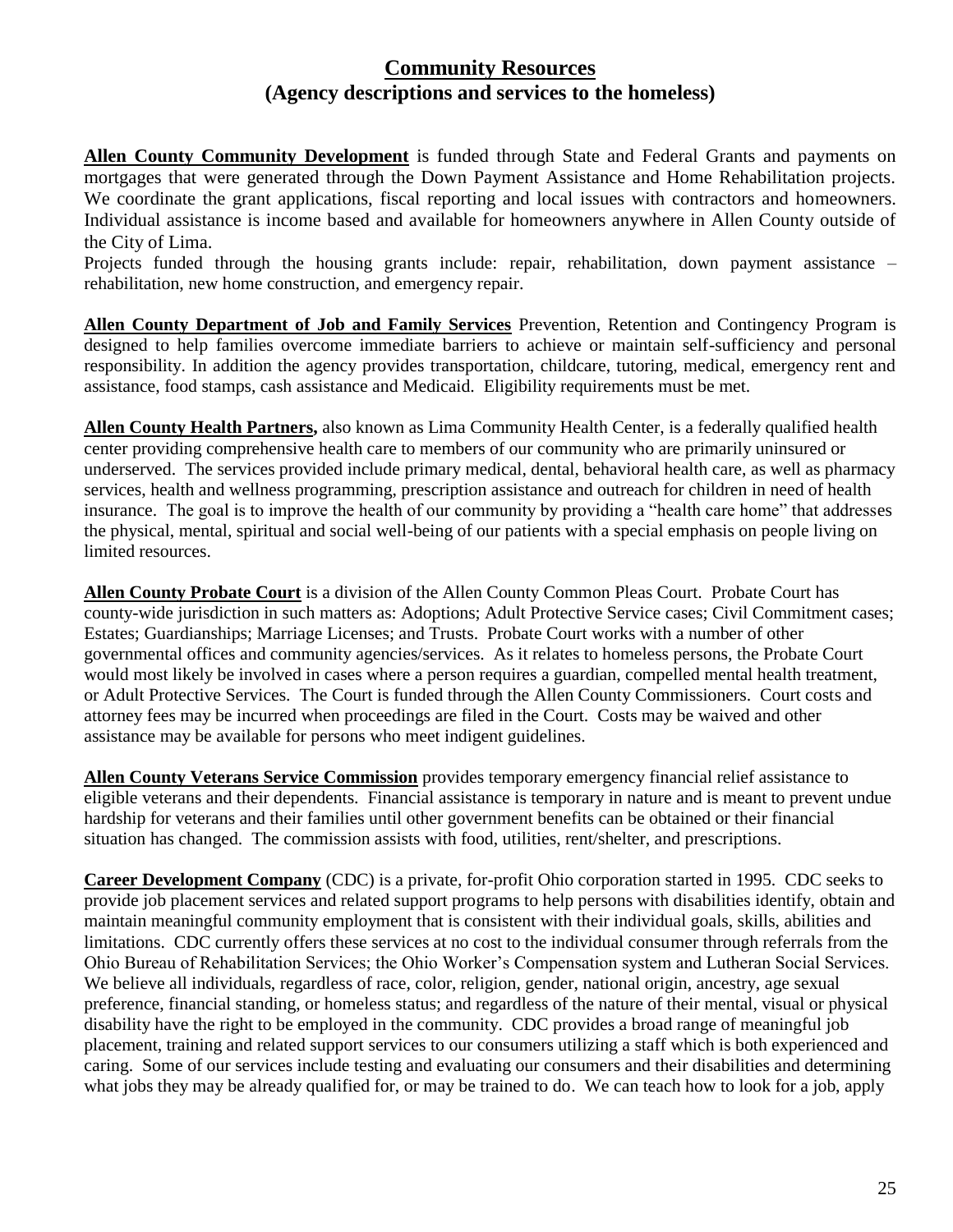## Community Resources
## (Agency descriptions and services to the homeless)

**Allen County Community Development** is funded through State and Federal Grants and payments on mortgages that were generated through the Down Payment Assistance and Home Rehabilitation projects. We coordinate the grant applications, fiscal reporting and local issues with contractors and homeowners. Individual assistance is income based and available for homeowners anywhere in Allen County outside of the City of Lima.

Projects funded through the housing grants include: repair, rehabilitation, down payment assistance – rehabilitation, new home construction, and emergency repair.

**Allen County Department of Job and Family Services** Prevention, Retention and Contingency Program is designed to help families overcome immediate barriers to achieve or maintain self-sufficiency and personal responsibility. In addition the agency provides transportation, childcare, tutoring, medical, emergency rent and assistance, food stamps, cash assistance and Medicaid. Eligibility requirements must be met.

**Allen County Health Partners,** also known as Lima Community Health Center, is a federally qualified health center providing comprehensive health care to members of our community who are primarily uninsured or underserved. The services provided include primary medical, dental, behavioral health care, as well as pharmacy services, health and wellness programming, prescription assistance and outreach for children in need of health insurance. The goal is to improve the health of our community by providing a "health care home" that addresses the physical, mental, spiritual and social well-being of our patients with a special emphasis on people living on limited resources.

**Allen County Probate Court** is a division of the Allen County Common Pleas Court. Probate Court has county-wide jurisdiction in such matters as: Adoptions; Adult Protective Service cases; Civil Commitment cases; Estates; Guardianships; Marriage Licenses; and Trusts. Probate Court works with a number of other governmental offices and community agencies/services. As it relates to homeless persons, the Probate Court would most likely be involved in cases where a person requires a guardian, compelled mental health treatment, or Adult Protective Services. The Court is funded through the Allen County Commissioners. Court costs and attorney fees may be incurred when proceedings are filed in the Court. Costs may be waived and other assistance may be available for persons who meet indigent guidelines.

**Allen County Veterans Service Commission** provides temporary emergency financial relief assistance to eligible veterans and their dependents. Financial assistance is temporary in nature and is meant to prevent undue hardship for veterans and their families until other government benefits can be obtained or their financial situation has changed. The commission assists with food, utilities, rent/shelter, and prescriptions.

**Career Development Company** (CDC) is a private, for-profit Ohio corporation started in 1995. CDC seeks to provide job placement services and related support programs to help persons with disabilities identify, obtain and maintain meaningful community employment that is consistent with their individual goals, skills, abilities and limitations. CDC currently offers these services at no cost to the individual consumer through referrals from the Ohio Bureau of Rehabilitation Services; the Ohio Worker's Compensation system and Lutheran Social Services. We believe all individuals, regardless of race, color, religion, gender, national origin, ancestry, age sexual preference, financial standing, or homeless status; and regardless of the nature of their mental, visual or physical disability have the right to be employed in the community. CDC provides a broad range of meaningful job placement, training and related support services to our consumers utilizing a staff which is both experienced and caring. Some of our services include testing and evaluating our consumers and their disabilities and determining what jobs they may be already qualified for, or may be trained to do. We can teach how to look for a job, apply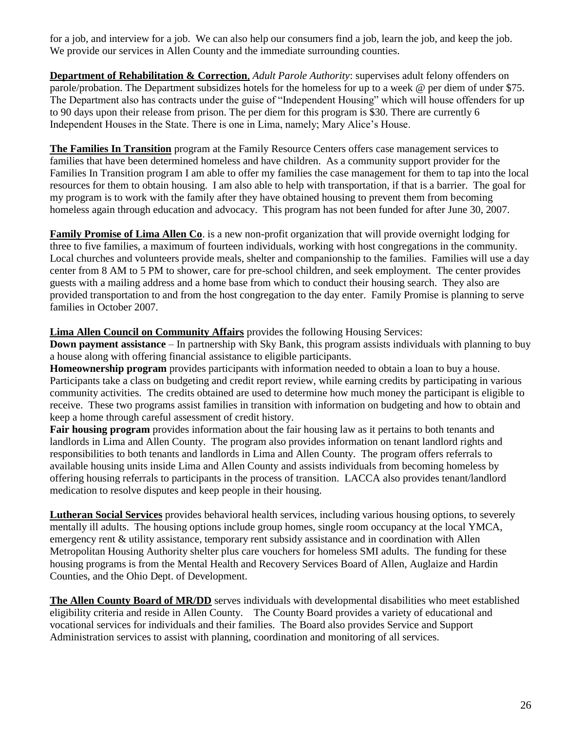for a job, and interview for a job. We can also help our consumers find a job, learn the job, and keep the job. We provide our services in Allen County and the immediate surrounding counties.

**Department of Rehabilitation & Correction**, *Adult Parole Authority*: supervises adult felony offenders on parole/probation. The Department subsidizes hotels for the homeless for up to a week @ per diem of under $75. The Department also has contracts under the guise of "Independent Housing" which will house offenders for up to 90 days upon their release from prison. The per diem for this program is $30. There are currently 6 Independent Houses in the State. There is one in Lima, namely; Mary Alice's House.

**The Families In Transition** program at the Family Resource Centers offers case management services to families that have been determined homeless and have children. As a community support provider for the Families In Transition program I am able to offer my families the case management for them to tap into the local resources for them to obtain housing. I am also able to help with transportation, if that is a barrier. The goal for my program is to work with the family after they have obtained housing to prevent them from becoming homeless again through education and advocacy. This program has not been funded for after June 30, 2007.

**Family Promise of Lima Allen Co**. is a new non-profit organization that will provide overnight lodging for three to five families, a maximum of fourteen individuals, working with host congregations in the community. Local churches and volunteers provide meals, shelter and companionship to the families. Families will use a day center from 8 AM to 5 PM to shower, care for pre-school children, and seek employment. The center provides guests with a mailing address and a home base from which to conduct their housing search. They also are provided transportation to and from the host congregation to the day enter. Family Promise is planning to serve families in October 2007.

**Lima Allen Council on Community Affairs** provides the following Housing Services:
**Down payment assistance** – In partnership with Sky Bank, this program assists individuals with planning to buy a house along with offering financial assistance to eligible participants.
**Homeownership program** provides participants with information needed to obtain a loan to buy a house. Participants take a class on budgeting and credit report review, while earning credits by participating in various community activities. The credits obtained are used to determine how much money the participant is eligible to receive. These two programs assist families in transition with information on budgeting and how to obtain and keep a home through careful assessment of credit history.
**Fair housing program** provides information about the fair housing law as it pertains to both tenants and landlords in Lima and Allen County. The program also provides information on tenant landlord rights and responsibilities to both tenants and landlords in Lima and Allen County. The program offers referrals to available housing units inside Lima and Allen County and assists individuals from becoming homeless by offering housing referrals to participants in the process of transition. LACCA also provides tenant/landlord medication to resolve disputes and keep people in their housing.

**Lutheran Social Services** provides behavioral health services, including various housing options, to severely mentally ill adults. The housing options include group homes, single room occupancy at the local YMCA, emergency rent & utility assistance, temporary rent subsidy assistance and in coordination with Allen Metropolitan Housing Authority shelter plus care vouchers for homeless SMI adults. The funding for these housing programs is from the Mental Health and Recovery Services Board of Allen, Auglaize and Hardin Counties, and the Ohio Dept. of Development.

**The Allen County Board of MR/DD** serves individuals with developmental disabilities who meet established eligibility criteria and reside in Allen County. The County Board provides a variety of educational and vocational services for individuals and their families. The Board also provides Service and Support Administration services to assist with planning, coordination and monitoring of all services.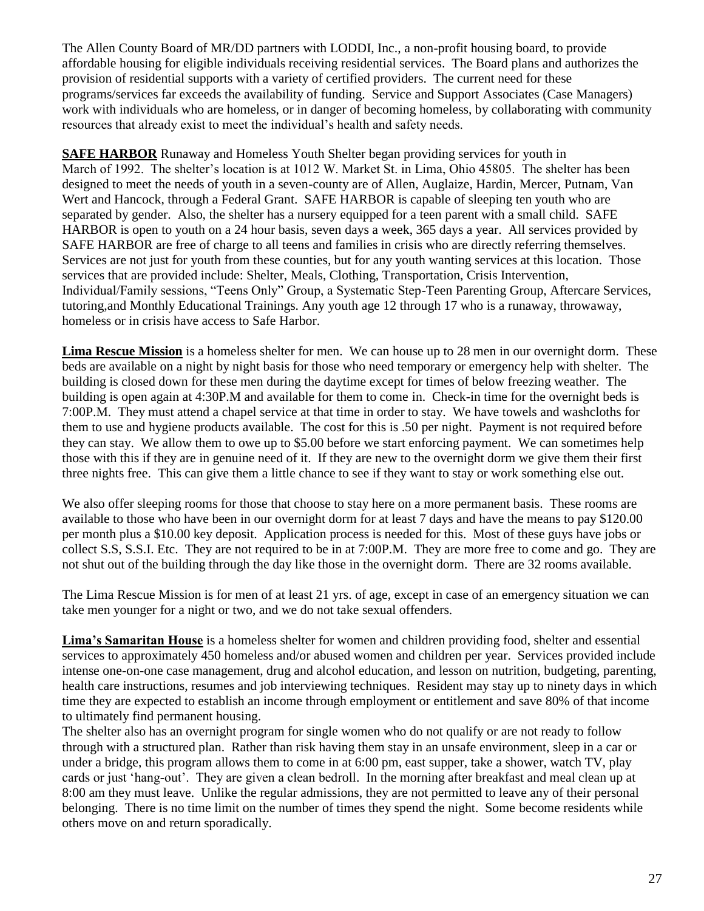The Allen County Board of MR/DD partners with LODDI, Inc., a non-profit housing board, to provide affordable housing for eligible individuals receiving residential services. The Board plans and authorizes the provision of residential supports with a variety of certified providers. The current need for these programs/services far exceeds the availability of funding. Service and Support Associates (Case Managers) work with individuals who are homeless, or in danger of becoming homeless, by collaborating with community resources that already exist to meet the individual's health and safety needs.

**SAFE HARBOR** Runaway and Homeless Youth Shelter began providing services for youth in March of 1992. The shelter's location is at 1012 W. Market St. in Lima, Ohio 45805. The shelter has been designed to meet the needs of youth in a seven-county are of Allen, Auglaize, Hardin, Mercer, Putnam, Van Wert and Hancock, through a Federal Grant. SAFE HARBOR is capable of sleeping ten youth who are separated by gender. Also, the shelter has a nursery equipped for a teen parent with a small child. SAFE HARBOR is open to youth on a 24 hour basis, seven days a week, 365 days a year. All services provided by SAFE HARBOR are free of charge to all teens and families in crisis who are directly referring themselves. Services are not just for youth from these counties, but for any youth wanting services at this location. Those services that are provided include: Shelter, Meals, Clothing, Transportation, Crisis Intervention, Individual/Family sessions, "Teens Only" Group, a Systematic Step-Teen Parenting Group, Aftercare Services, tutoring,and Monthly Educational Trainings. Any youth age 12 through 17 who is a runaway, throwaway, homeless or in crisis have access to Safe Harbor.

**Lima Rescue Mission** is a homeless shelter for men. We can house up to 28 men in our overnight dorm. These beds are available on a night by night basis for those who need temporary or emergency help with shelter. The building is closed down for these men during the daytime except for times of below freezing weather. The building is open again at 4:30P.M and available for them to come in. Check-in time for the overnight beds is 7:00P.M. They must attend a chapel service at that time in order to stay. We have towels and washcloths for them to use and hygiene products available. The cost for this is .50 per night. Payment is not required before they can stay. We allow them to owe up to $5.00 before we start enforcing payment. We can sometimes help those with this if they are in genuine need of it. If they are new to the overnight dorm we give them their first three nights free. This can give them a little chance to see if they want to stay or work something else out.

We also offer sleeping rooms for those that choose to stay here on a more permanent basis. These rooms are available to those who have been in our overnight dorm for at least 7 days and have the means to pay $120.00 per month plus a $10.00 key deposit. Application process is needed for this. Most of these guys have jobs or collect S.S, S.S.I. Etc. They are not required to be in at 7:00P.M. They are more free to come and go. They are not shut out of the building through the day like those in the overnight dorm. There are 32 rooms available.

The Lima Rescue Mission is for men of at least 21 yrs. of age, except in case of an emergency situation we can take men younger for a night or two, and we do not take sexual offenders.

**Lima's Samaritan House** is a homeless shelter for women and children providing food, shelter and essential services to approximately 450 homeless and/or abused women and children per year. Services provided include intense one-on-one case management, drug and alcohol education, and lesson on nutrition, budgeting, parenting, health care instructions, resumes and job interviewing techniques. Resident may stay up to ninety days in which time they are expected to establish an income through employment or entitlement and save 80% of that income to ultimately find permanent housing.

The shelter also has an overnight program for single women who do not qualify or are not ready to follow through with a structured plan. Rather than risk having them stay in an unsafe environment, sleep in a car or under a bridge, this program allows them to come in at 6:00 pm, east supper, take a shower, watch TV, play cards or just 'hang-out'. They are given a clean bedroll. In the morning after breakfast and meal clean up at 8:00 am they must leave. Unlike the regular admissions, they are not permitted to leave any of their personal belonging. There is no time limit on the number of times they spend the night. Some become residents while others move on and return sporadically.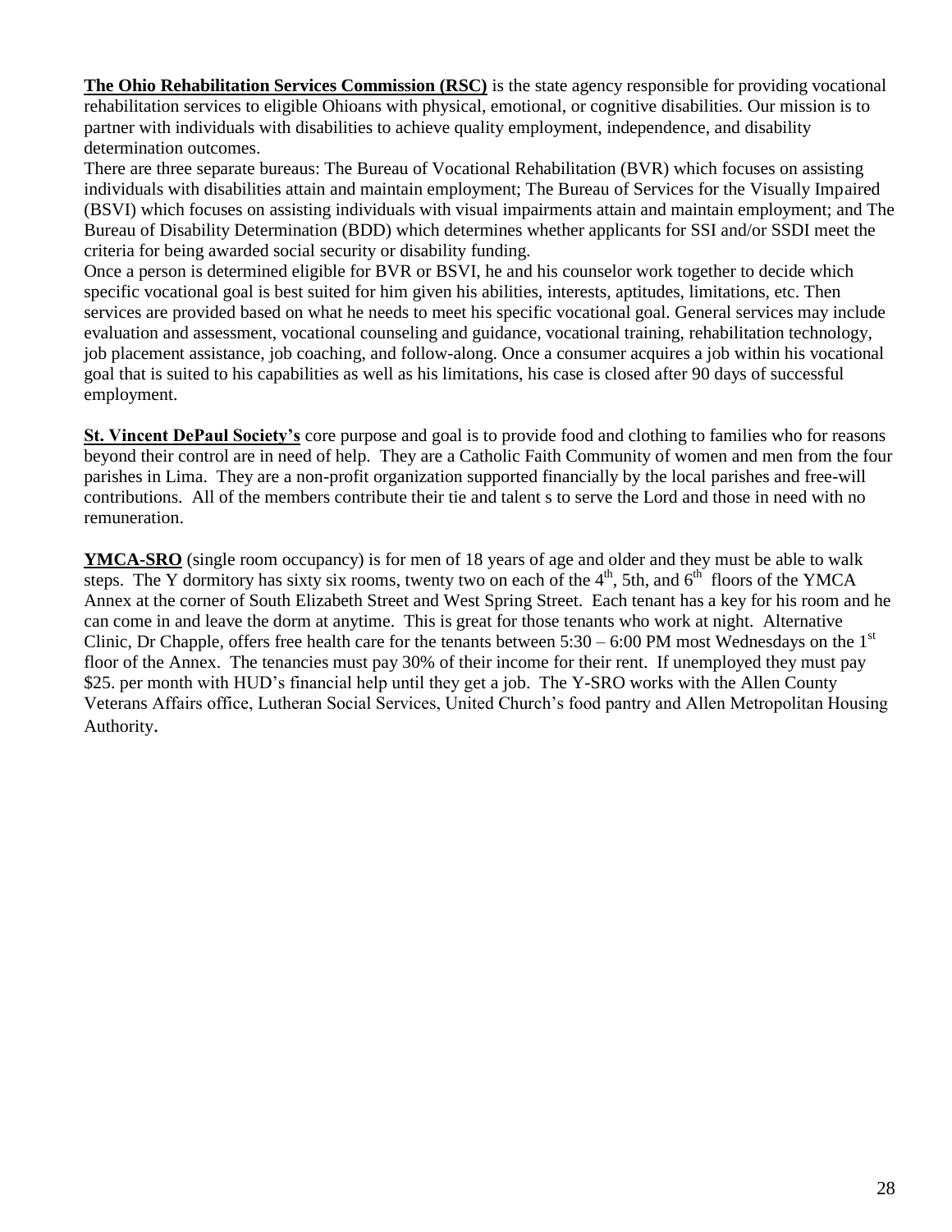**The Ohio Rehabilitation Services Commission (RSC)** is the state agency responsible for providing vocational rehabilitation services to eligible Ohioans with physical, emotional, or cognitive disabilities. Our mission is to partner with individuals with disabilities to achieve quality employment, independence, and disability determination outcomes.

There are three separate bureaus: The Bureau of Vocational Rehabilitation (BVR) which focuses on assisting individuals with disabilities attain and maintain employment; The Bureau of Services for the Visually Impaired (BSVI) which focuses on assisting individuals with visual impairments attain and maintain employment; and The Bureau of Disability Determination (BDD) which determines whether applicants for SSI and/or SSDI meet the criteria for being awarded social security or disability funding.

Once a person is determined eligible for BVR or BSVI, he and his counselor work together to decide which specific vocational goal is best suited for him given his abilities, interests, aptitudes, limitations, etc. Then services are provided based on what he needs to meet his specific vocational goal. General services may include evaluation and assessment, vocational counseling and guidance, vocational training, rehabilitation technology, job placement assistance, job coaching, and follow-along. Once a consumer acquires a job within his vocational goal that is suited to his capabilities as well as his limitations, his case is closed after 90 days of successful employment.

**St. Vincent DePaul Society's** core purpose and goal is to provide food and clothing to families who for reasons beyond their control are in need of help. They are a Catholic Faith Community of women and men from the four parishes in Lima. They are a non-profit organization supported financially by the local parishes and free-will contributions. All of the members contribute their tie and talent s to serve the Lord and those in need with no remuneration.

**YMCA-SRO** (single room occupancy) is for men of 18 years of age and older and they must be able to walk steps. The Y dormitory has sixty six rooms, twenty two on each of the 4th, 5th, and 6th floors of the YMCA Annex at the corner of South Elizabeth Street and West Spring Street. Each tenant has a key for his room and he can come in and leave the dorm at anytime. This is great for those tenants who work at night. Alternative Clinic, Dr Chapple, offers free health care for the tenants between 5:30 – 6:00 PM most Wednesdays on the 1st floor of the Annex. The tenancies must pay 30% of their income for their rent. If unemployed they must pay $25. per month with HUD's financial help until they get a job. The Y-SRO works with the Allen County Veterans Affairs office, Lutheran Social Services, United Church's food pantry and Allen Metropolitan Housing Authority.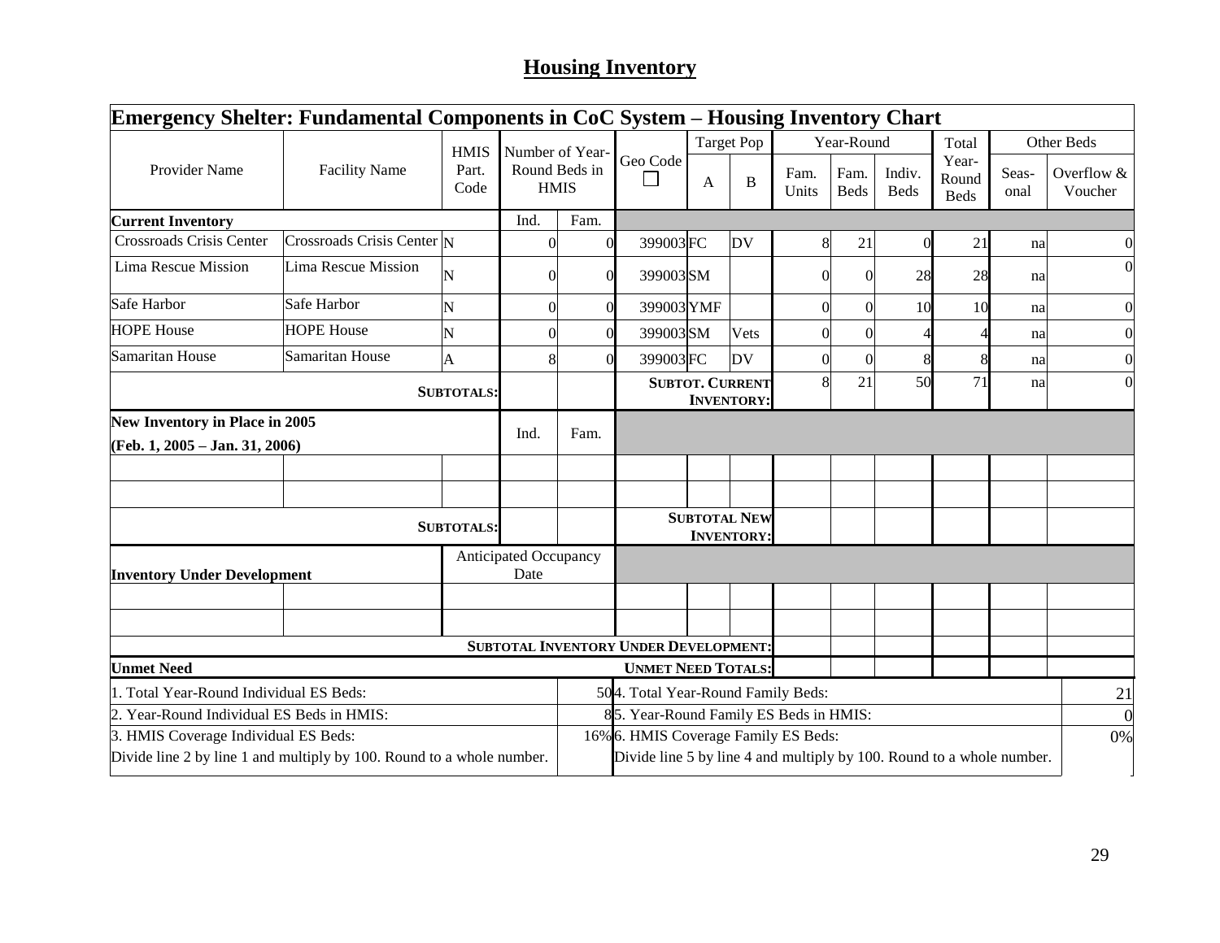## Housing Inventory

| Emergency Shelter: Fundamental Components in CoC System – Housing Inventory Chart | | | | | | | | | | | | | |
|---|---|---|---|---|---|---|---|---|---|---|---|---|---|
| Provider Name | Facility Name | HMIS Part. Code | Number of Year-Round Beds in HMIS | | Geo Code ☐ | Target Pop | | Year-Round | | | Total Year-Round Beds | Other Beds | |
| | | | | | | A | B | Fam. Units | Fam. Beds | Indiv. Beds | | Seas-onal | Overflow & Voucher |
| **Current Inventory** | | | Ind. | Fam. | | | | | | | | | |
| Crossroads Crisis Center | Crossroads Crisis Center | N | 0 | 0 | 399003 | FC | DV | 8 | 21 | 0 | 21 | na | 0 |
| Lima Rescue Mission | Lima Rescue Mission | N | 0 | 0 | 399003 | SM | | 0 | 0 | 28 | 28 | na | 0 |
| Safe Harbor | Safe Harbor | N | 0 | 0 | 399003 | YMF | | 0 | 0 | 10 | 10 | na | 0 |
| HOPE House | HOPE House | N | 0 | 0 | 399003 | SM | Vets | 0 | 0 | 4 | 4 | na | 0 |
| Samaritan House | Samaritan House | A | 8 | 0 | 399003 | FC | DV | 0 | 0 | 8 | 8 | na | 0 |
| | | **SUBTOTALS:** | | | **SUBTOT. CURRENT INVENTORY:** | | | 8 | 21 | 50 | 71 | na | 0 |
| **New Inventory in Place in 2005 (Feb. 1, 2005 – Jan. 31, 2006)** | | | Ind. | Fam. | | | | | | | | | |
| | | | | | | | | | | | | | |
| | | | | | | | | | | | | | |
| | | **SUBTOTALS:** | | | **SUBTOTAL NEW INVENTORY:** | | | | | | | | |
| **Inventory Under Development** | | Anticipated Occupancy Date | | | | | | | | | | | |
| | | | | | | | | | | | | | |
| | | | | | | | | | | | | | |
| | | **SUBTOTAL INVENTORY UNDER DEVELOPMENT:** | | | | | | | | | | | |
| **Unmet Need** | | | | | **UNMET NEED TOTALS:** | | | | | | | | |

| | | | |
|---|---|---|---|
| 1. Total Year-Round Individual ES Beds: | 50 | 4. Total Year-Round Family Beds: | 21 |
| 2. Year-Round Individual ES Beds in HMIS: | 8 | 5. Year-Round Family ES Beds in HMIS: | 0 |
| 3. HMIS Coverage Individual ES Beds: Divide line 2 by line 1 and multiply by 100. Round to a whole number. | 16% | 6. HMIS Coverage Family ES Beds: Divide line 5 by line 4 and multiply by 100. Round to a whole number. | 0% |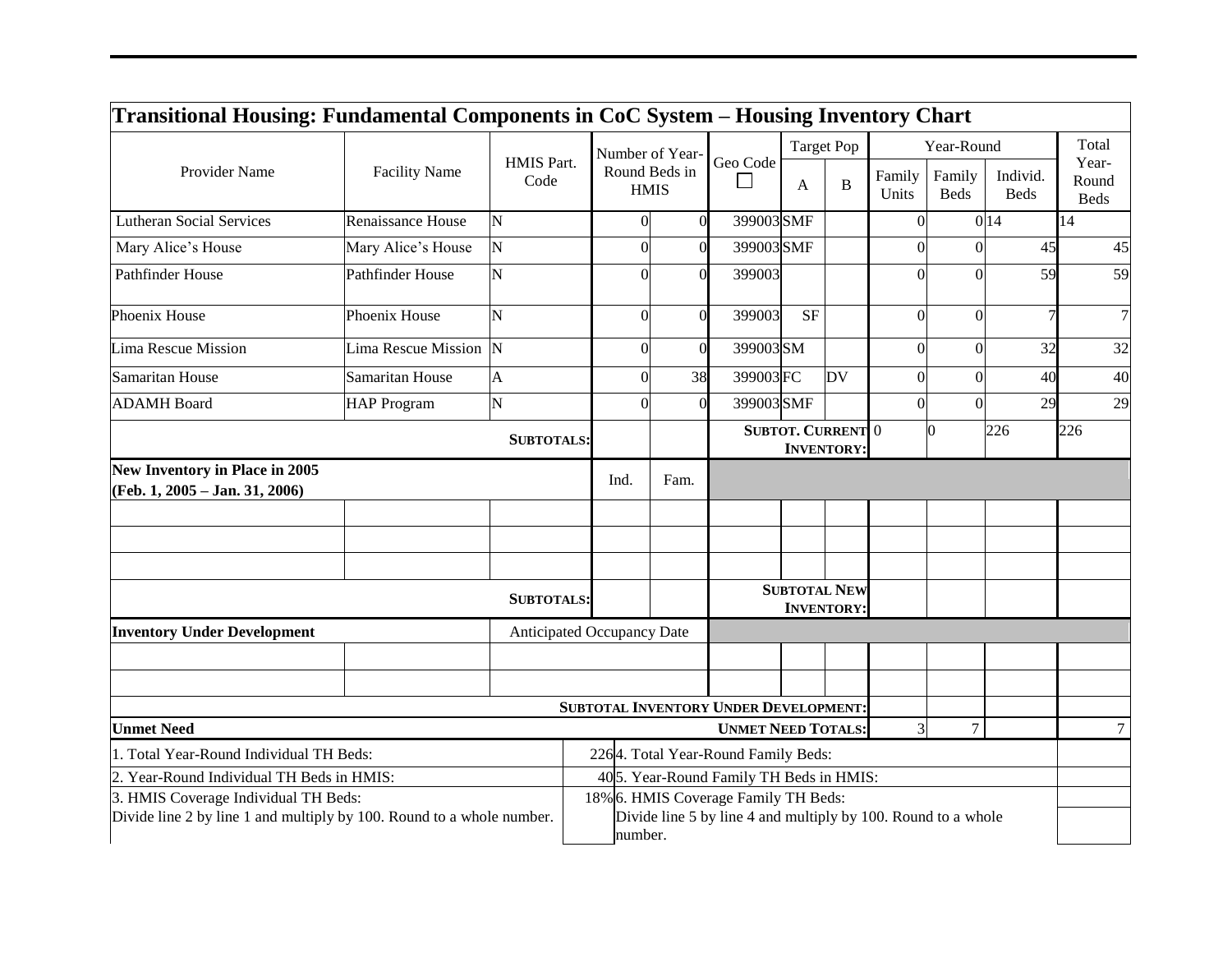| Transitional Housing: Fundamental Components in CoC System – Housing Inventory Chart | | | | | | | | | | | |
|---|---|---|---|---|---|---|---|---|---|---|---|
| Provider Name | Facility Name | HMIS Part. Code | Number of Year-Round Beds in HMIS | | Geo Code ☐ | Target Pop | | Year-Round | | | Total Year-Round Beds |
| | | | | | | A | B | Family Units | Family Beds | Individ. Beds | |
| Lutheran Social Services | Renaissance House | N | 0 | 0 | 399003 | SMF | | 0 | 0 | 14 | 14 |
| Mary Alice's House | Mary Alice's House | N | 0 | 0 | 399003 | SMF | | 0 | 0 | 45 | 45 |
| Pathfinder House | Pathfinder House | N | 0 | 0 | 399003 | | | 0 | 0 | 59 | 59 |
| Phoenix House | Phoenix House | N | 0 | 0 | 399003 | SF | | 0 | 0 | 7 | 7 |
| Lima Rescue Mission | Lima Rescue Mission | N | 0 | 0 | 399003 | SM | | 0 | 0 | 32 | 32 |
| Samaritan House | Samaritan House | A | 0 | 38 | 399003 | FC | DV | 0 | 0 | 40 | 40 |
| ADAMH Board | HAP Program | N | 0 | 0 | 399003 | SMF | | 0 | 0 | 29 | 29 |
| | | SUBTOTALS: | | | SUBTOT. CURRENT INVENTORY: | | | 0 | 0 | 226 | 226 |
| New Inventory in Place in 2005 (Feb. 1, 2005 – Jan. 31, 2006) | | | Ind. | Fam. | | | | | | | |
| | | | | | | | | | | | |
| | | | | | | | | | | | |
| | | | | | | | | | | | |
| | | SUBTOTALS: | | | SUBTOTAL NEW INVENTORY: | | | | | | |
| Inventory Under Development | | Anticipated Occupancy Date | | | | | | | | | |
| | | | | | | | | | | | |
| | | | | | | | | | | | |
| SUBTOTAL INVENTORY UNDER DEVELOPMENT: | | | | | | | | | | | |
| Unmet Need | | | | | UNMET NEED TOTALS: | | | 3 | 7 | | 7 |

| | | | |
|---|---|---|---|
| 1. Total Year-Round Individual TH Beds: | 226 | 4. Total Year-Round Family Beds: | |
| 2. Year-Round Individual TH Beds in HMIS: | 40 | 5. Year-Round Family TH Beds in HMIS: | |
| 3. HMIS Coverage Individual TH Beds: Divide line 2 by line 1 and multiply by 100. Round to a whole number. | 18% | 6. HMIS Coverage Family TH Beds: Divide line 5 by line 4 and multiply by 100. Round to a whole number. | |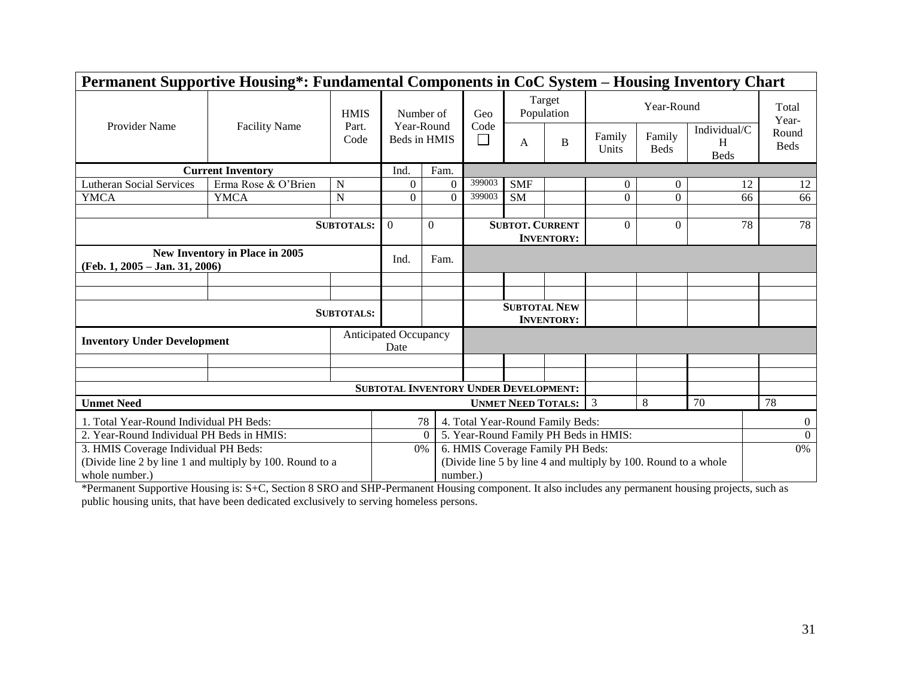## Permanent Supportive Housing*: Fundamental Components in CoC System – Housing Inventory Chart

| Provider Name | Facility Name | HMIS Part. Code | Number of Year-Round Beds in HMIS | | Geo Code ☐ | Target Population | | Year-Round | | | Total Year-Round Beds |
|---|---|---|---|---|---|---|---|---|---|---|---|
| | | | | | | A | B | Family Units | Family Beds | Individual/CH Beds | |
| **Current Inventory** | | | Ind. | Fam. | | | | | | | |
| Lutheran Social Services | Erma Rose & O'Brien | N | 0 | 0 | 399003 | SMF | | 0 | 0 | 12 | 12 |
| YMCA | YMCA | N | 0 | 0 | 399003 | SM | | 0 | 0 | 66 | 66 |
| | | | | | | | | | | | |
| | | **SUBTOTALS:** | 0 | 0 | **SUBTOT. CURRENT INVENTORY:** | | | 0 | 0 | 78 | 78 |
| **New Inventory in Place in 2005 (Feb. 1, 2005 – Jan. 31, 2006)** | | | Ind. | Fam. | | | | | | | |
| | | | | | | | | | | | |
| | | | | | | | | | | | |
| | | **SUBTOTALS:** | | | **SUBTOTAL NEW INVENTORY:** | | | | | | |
| **Inventory Under Development** | | Anticipated Occupancy Date | | | | | | | | | |
| | | | | | | | | | | | |
| | | | | | | | | | | | |
| | | | | | **SUBTOTAL INVENTORY UNDER DEVELOPMENT:** | | | | | | |
| **Unmet Need** | | | | | **UNMET NEED TOTALS:** | | | 3 | 8 | 70 | 78 |

| | | | |
|---|---|---|---|
| 1. Total Year-Round Individual PH Beds: | 78 | 4. Total Year-Round Family Beds: | 0 |
| 2. Year-Round Individual PH Beds in HMIS: | 0 | 5. Year-Round Family PH Beds in HMIS: | 0 |
| 3. HMIS Coverage Individual PH Beds: (Divide line 2 by line 1 and multiply by 100. Round to a whole number.) | 0% | 6. HMIS Coverage Family PH Beds: (Divide line 5 by line 4 and multiply by 100. Round to a whole number.) | 0% |

*Permanent Supportive Housing is: S+C, Section 8 SRO and SHP-Permanent Housing component. It also includes any permanent housing projects, such as public housing units, that have been dedicated exclusively to serving homeless persons.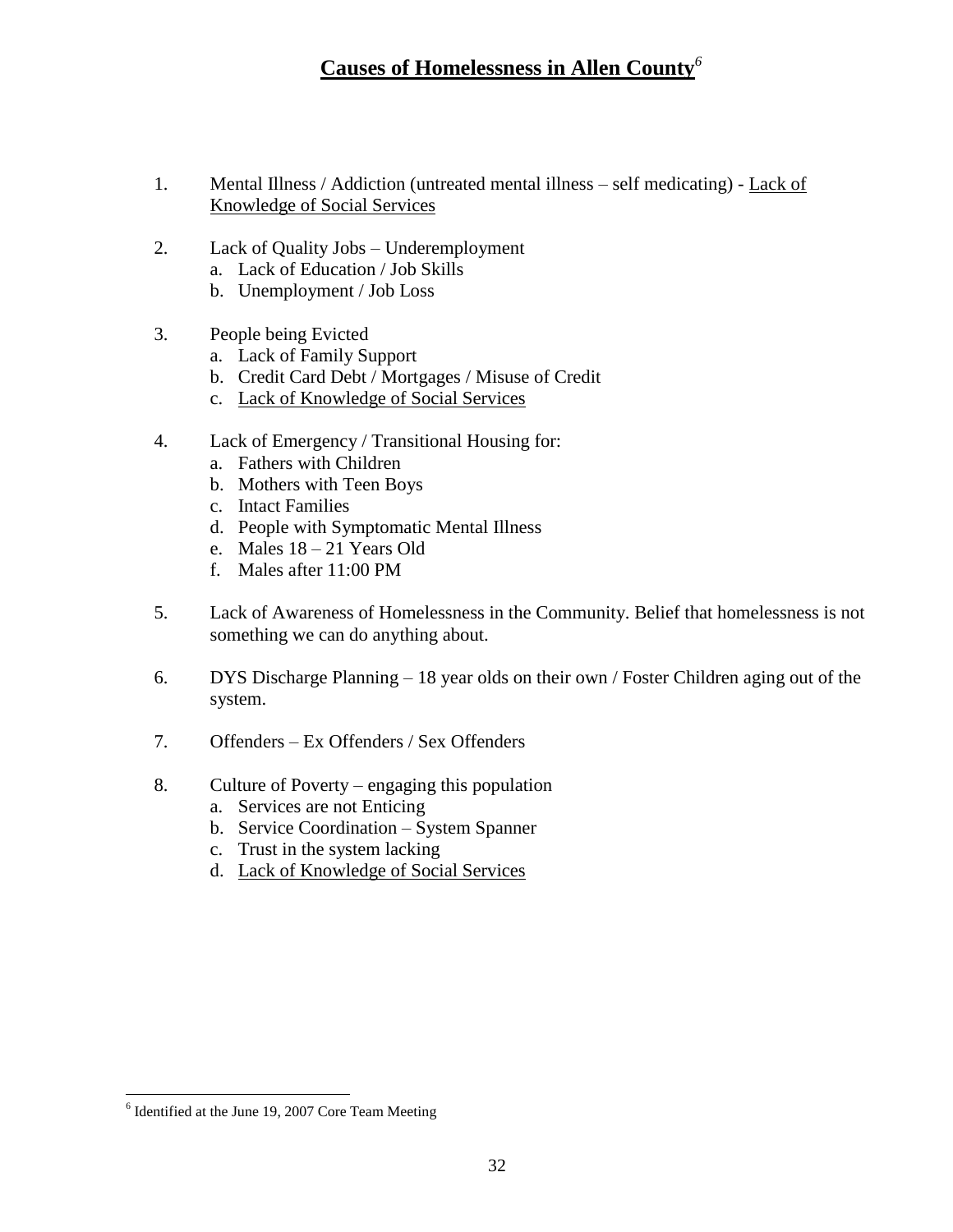# Causes of Homelessness in Allen County[6]

1. Mental Illness / Addiction (untreated mental illness – self medicating) - <u>Lack of Knowledge of Social Services</u>

2. Lack of Quality Jobs – Underemployment
   a. Lack of Education / Job Skills
   b. Unemployment / Job Loss

3. People being Evicted
   a. Lack of Family Support
   b. Credit Card Debt / Mortgages / Misuse of Credit
   c. <u>Lack of Knowledge of Social Services</u>

4. Lack of Emergency / Transitional Housing for:
   a. Fathers with Children
   b. Mothers with Teen Boys
   c. Intact Families
   d. People with Symptomatic Mental Illness
   e. Males 18 – 21 Years Old
   f. Males after 11:00 PM

5. Lack of Awareness of Homelessness in the Community. Belief that homelessness is not something we can do anything about.

6. DYS Discharge Planning – 18 year olds on their own / Foster Children aging out of the system.

7. Offenders – Ex Offenders / Sex Offenders

8. Culture of Poverty – engaging this population
   a. Services are not Enticing
   b. Service Coordination – System Spanner
   c. Trust in the system lacking
   d. <u>Lack of Knowledge of Social Services</u>

---

[6] Identified at the June 19, 2007 Core Team Meeting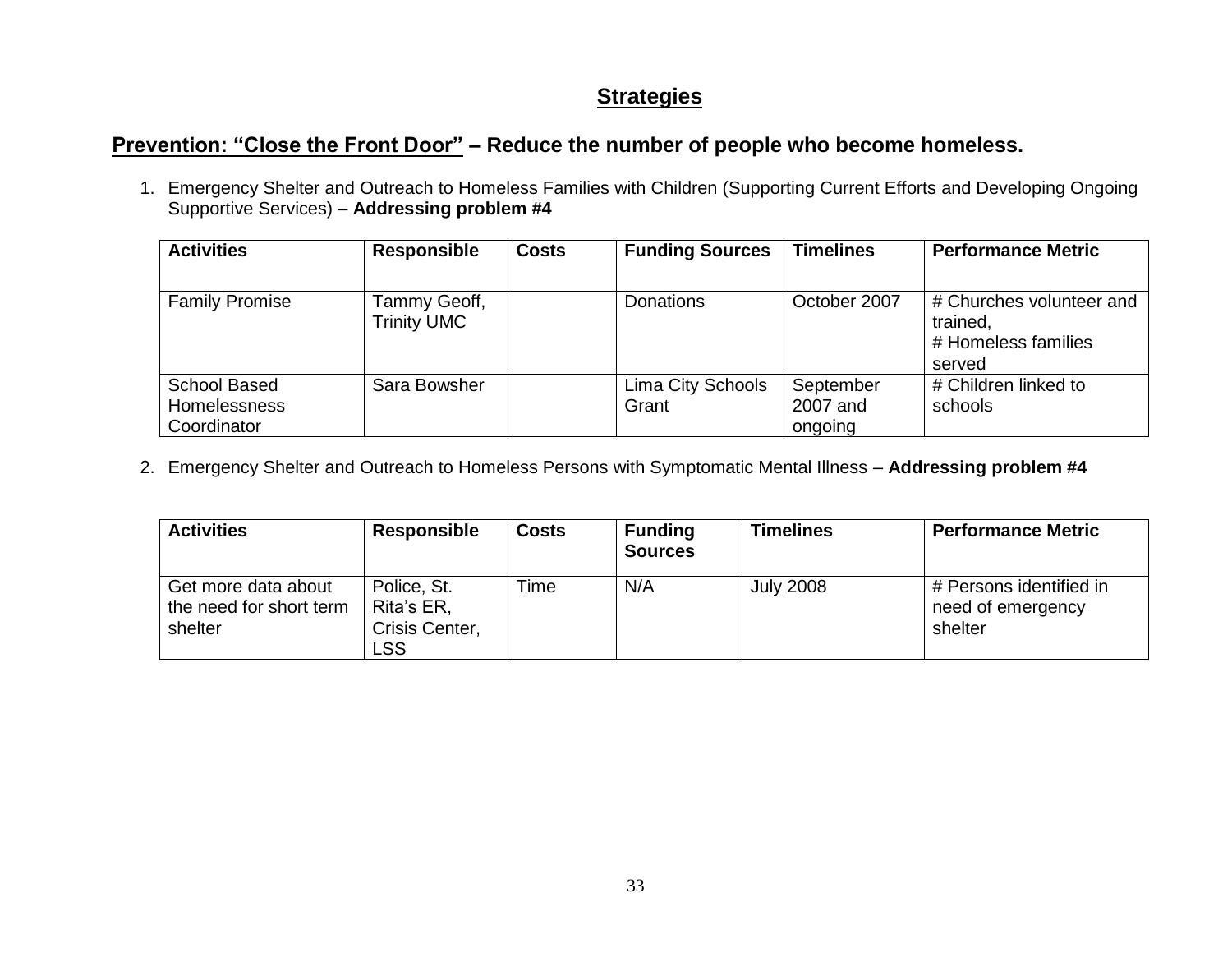## Strategies

### Prevention: "Close the Front Door" – Reduce the number of people who become homeless.

1. Emergency Shelter and Outreach to Homeless Families with Children (Supporting Current Efforts and Developing Ongoing Supportive Services) – **Addressing problem #4**

| Activities | Responsible | Costs | Funding Sources | Timelines | Performance Metric |
|---|---|---|---|---|---|
| Family Promise | Tammy Geoff, Trinity UMC | | Donations | October 2007 | # Churches volunteer and trained, # Homeless families served |
| School Based Homelessness Coordinator | Sara Bowsher | | Lima City Schools Grant | September 2007 and ongoing | # Children linked to schools |

2. Emergency Shelter and Outreach to Homeless Persons with Symptomatic Mental Illness – **Addressing problem #4**

| Activities | Responsible | Costs | Funding Sources | Timelines | Performance Metric |
|---|---|---|---|---|---|
| Get more data about the need for short term shelter | Police, St. Rita's ER, Crisis Center, LSS | Time | N/A | July 2008 | # Persons identified in need of emergency shelter |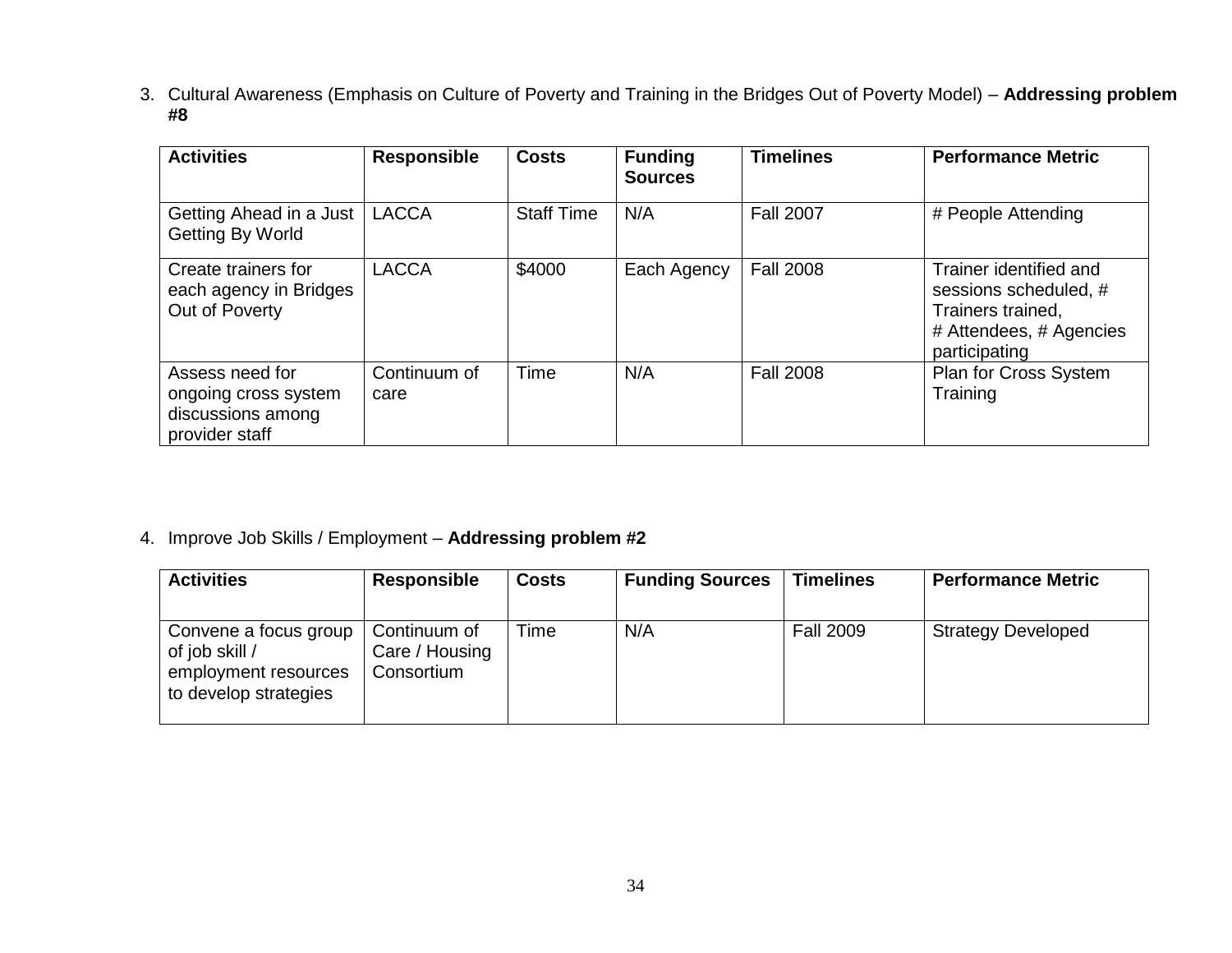3. Cultural Awareness (Emphasis on Culture of Poverty and Training in the Bridges Out of Poverty Model) – **Addressing problem #8**

| Activities | Responsible | Costs | Funding Sources | Timelines | Performance Metric |
|---|---|---|---|---|---|
| Getting Ahead in a Just Getting By World | LACCA | Staff Time | N/A | Fall 2007 | # People Attending |
| Create trainers for each agency in Bridges Out of Poverty | LACCA | $4000 | Each Agency | Fall 2008 | Trainer identified and sessions scheduled, # Trainers trained, # Attendees, # Agencies participating |
| Assess need for ongoing cross system discussions among provider staff | Continuum of care | Time | N/A | Fall 2008 | Plan for Cross System Training |

4. Improve Job Skills / Employment – **Addressing problem #2**

| Activities | Responsible | Costs | Funding Sources | Timelines | Performance Metric |
|---|---|---|---|---|---|
| Convene a focus group of job skill / employment resources to develop strategies | Continuum of Care / Housing Consortium | Time | N/A | Fall 2009 | Strategy Developed |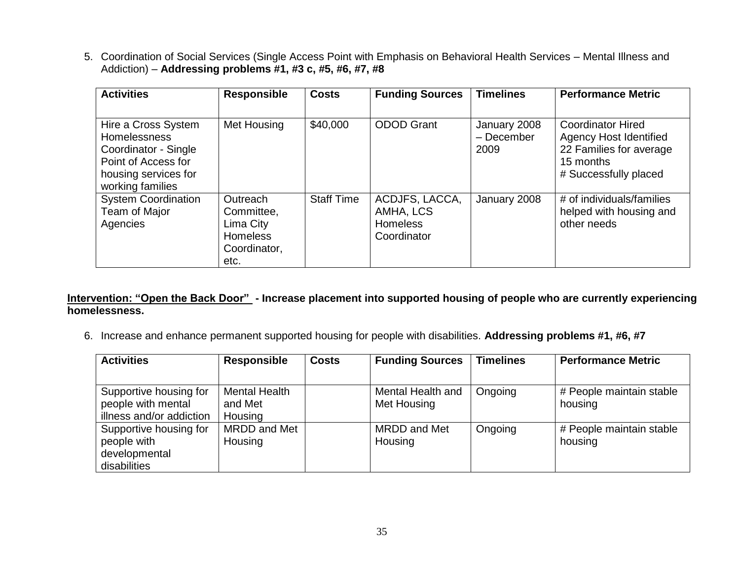5. Coordination of Social Services (Single Access Point with Emphasis on Behavioral Health Services – Mental Illness and Addiction) – **Addressing problems #1, #3 c, #5, #6, #7, #8**

| Activities | Responsible | Costs | Funding Sources | Timelines | Performance Metric |
|---|---|---|---|---|---|
| Hire a Cross System Homelessness Coordinator - Single Point of Access for housing services for working families | Met Housing | $40,000 | ODOD Grant | January 2008 – December 2009 | Coordinator Hired<br>Agency Host Identified<br>22 Families for average 15 months<br># Successfully placed |
| System Coordination Team of Major Agencies | Outreach Committee, Lima City Homeless Coordinator, etc. | Staff Time | ACDJFS, LACCA, AMHA, LCS Homeless Coordinator | January 2008 | # of individuals/families helped with housing and other needs |

**<u>Intervention: "Open the Back Door"</u> - Increase placement into supported housing of people who are currently experiencing homelessness.**

6. Increase and enhance permanent supported housing for people with disabilities. **Addressing problems #1, #6, #7**

| Activities | Responsible | Costs | Funding Sources | Timelines | Performance Metric |
|---|---|---|---|---|---|
| Supportive housing for people with mental illness and/or addiction | Mental Health and Met Housing | | Mental Health and Met Housing | Ongoing | # People maintain stable housing |
| Supportive housing for people with developmental disabilities | MRDD and Met Housing | | MRDD and Met Housing | Ongoing | # People maintain stable housing |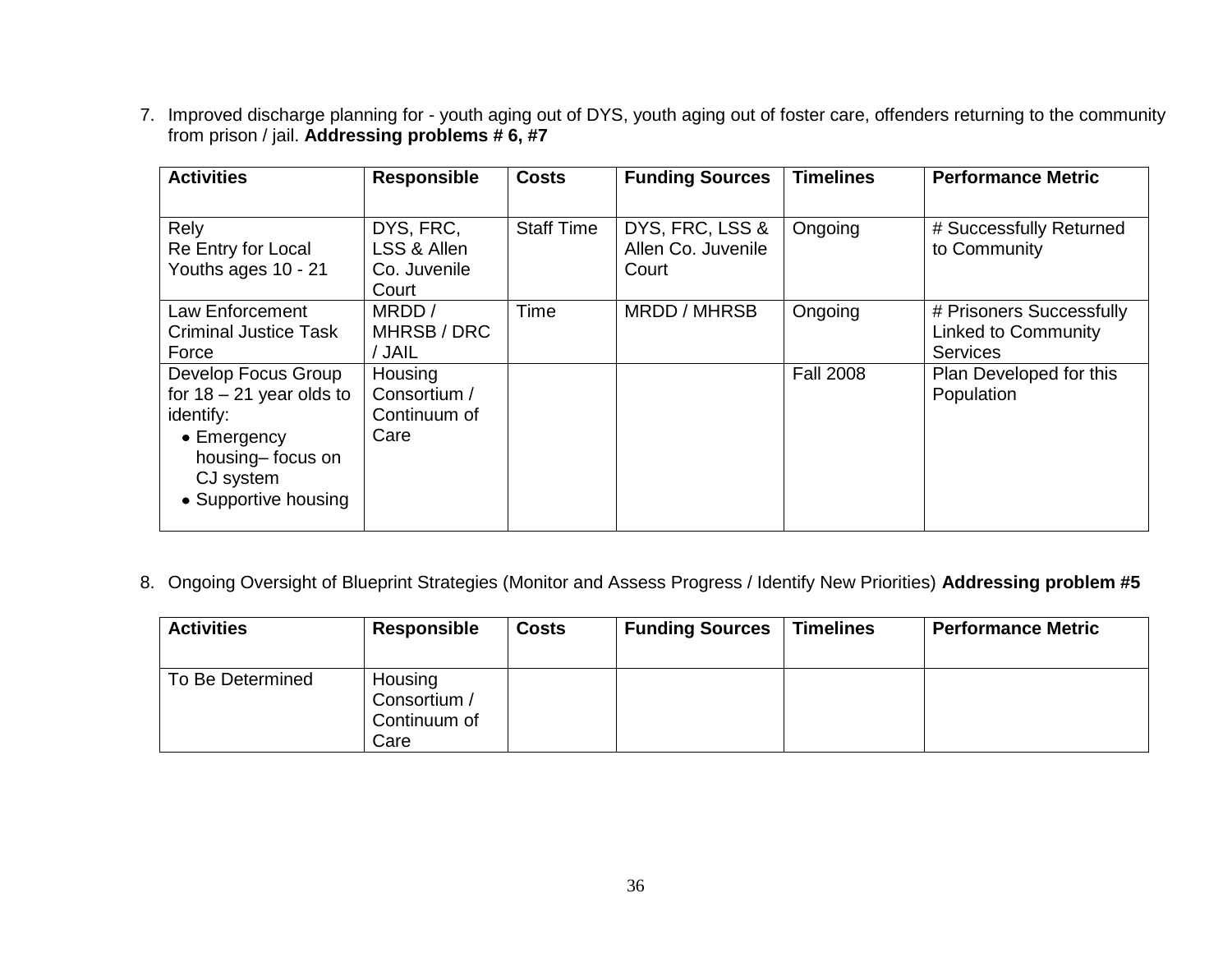7. Improved discharge planning for - youth aging out of DYS, youth aging out of foster care, offenders returning to the community from prison / jail. **Addressing problems # 6, #7**

| Activities | Responsible | Costs | Funding Sources | Timelines | Performance Metric |
|---|---|---|---|---|---|
| Rely<br>Re Entry for Local Youths ages 10 - 21 | DYS, FRC, LSS & Allen Co. Juvenile Court | Staff Time | DYS, FRC, LSS & Allen Co. Juvenile Court | Ongoing | # Successfully Returned to Community |
| Law Enforcement Criminal Justice Task Force | MRDD / MHRSB / DRC / JAIL | Time | MRDD / MHRSB | Ongoing | # Prisoners Successfully Linked to Community Services |
| Develop Focus Group for 18 – 21 year olds to identify:<br>• Emergency housing– focus on CJ system<br>• Supportive housing | Housing Consortium / Continuum of Care | | | Fall 2008 | Plan Developed for this Population |

8. Ongoing Oversight of Blueprint Strategies (Monitor and Assess Progress / Identify New Priorities) **Addressing problem #5**

| Activities | Responsible | Costs | Funding Sources | Timelines | Performance Metric |
|---|---|---|---|---|---|
| To Be Determined | Housing Consortium / Continuum of Care | | | | |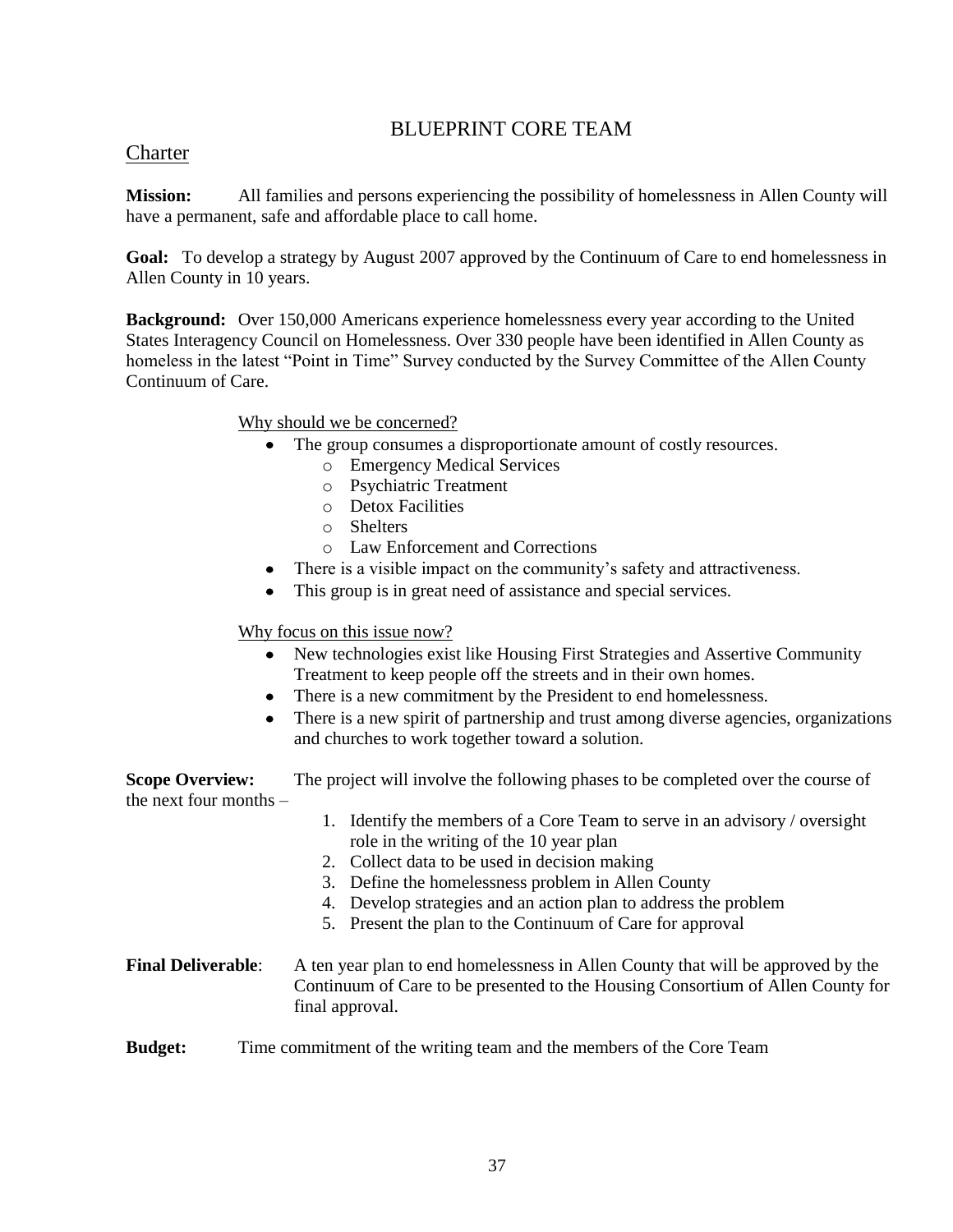# BLUEPRINT CORE TEAM

## Charter

**Mission:** All families and persons experiencing the possibility of homelessness in Allen County will have a permanent, safe and affordable place to call home.

**Goal:** To develop a strategy by August 2007 approved by the Continuum of Care to end homelessness in Allen County in 10 years.

**Background:** Over 150,000 Americans experience homelessness every year according to the United States Interagency Council on Homelessness. Over 330 people have been identified in Allen County as homeless in the latest "Point in Time" Survey conducted by the Survey Committee of the Allen County Continuum of Care.

Why should we be concerned?

- The group consumes a disproportionate amount of costly resources.
  - Emergency Medical Services
  - Psychiatric Treatment
  - Detox Facilities
  - Shelters
  - Law Enforcement and Corrections
- There is a visible impact on the community's safety and attractiveness.
- This group is in great need of assistance and special services.

Why focus on this issue now?

- New technologies exist like Housing First Strategies and Assertive Community Treatment to keep people off the streets and in their own homes.
- There is a new commitment by the President to end homelessness.
- There is a new spirit of partnership and trust among diverse agencies, organizations and churches to work together toward a solution.

**Scope Overview:** The project will involve the following phases to be completed over the course of the next four months –

1. Identify the members of a Core Team to serve in an advisory / oversight role in the writing of the 10 year plan
2. Collect data to be used in decision making
3. Define the homelessness problem in Allen County
4. Develop strategies and an action plan to address the problem
5. Present the plan to the Continuum of Care for approval

**Final Deliverable**: A ten year plan to end homelessness in Allen County that will be approved by the Continuum of Care to be presented to the Housing Consortium of Allen County for final approval.

**Budget:** Time commitment of the writing team and the members of the Core Team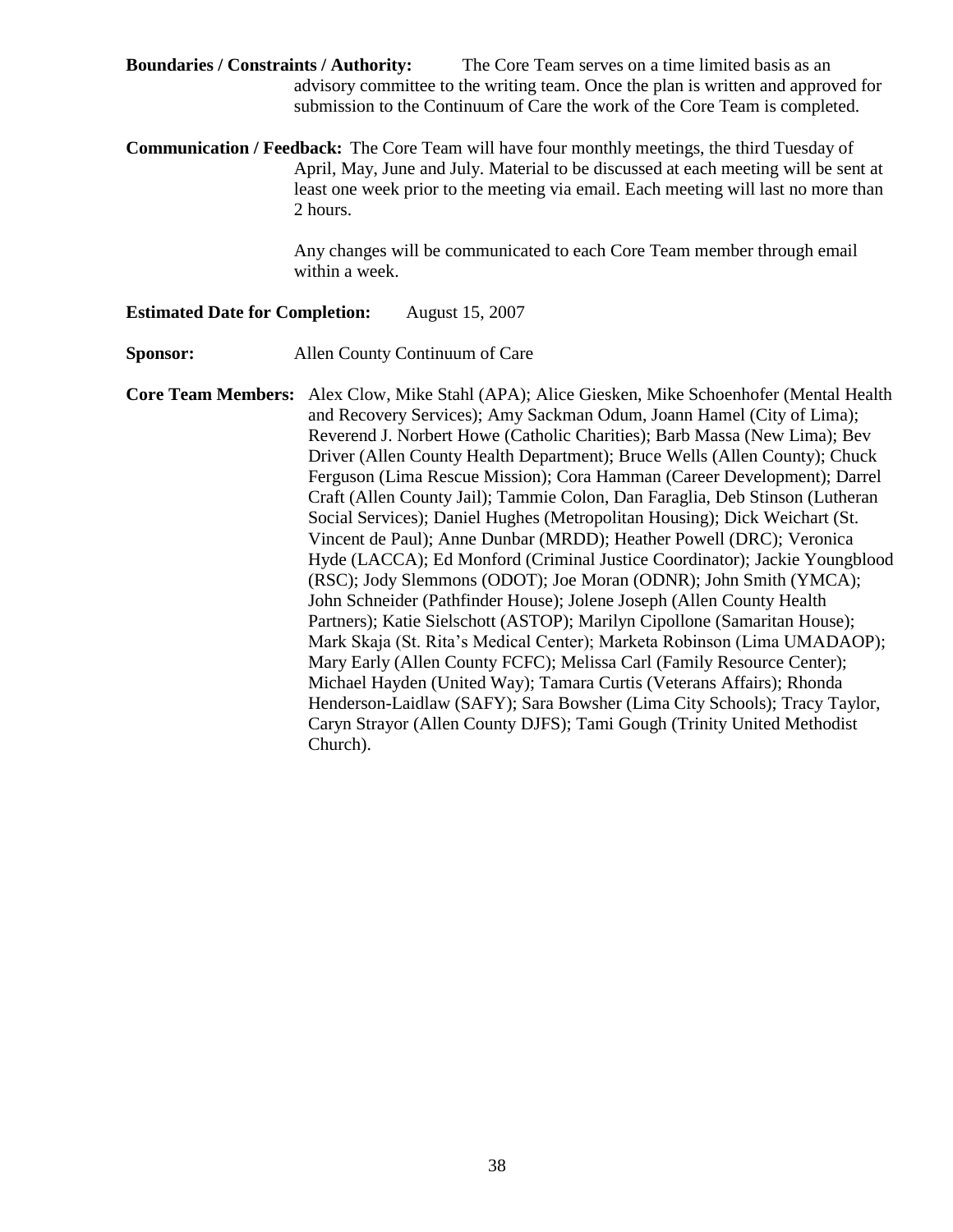**Boundaries / Constraints / Authority:** The Core Team serves on a time limited basis as an advisory committee to the writing team. Once the plan is written and approved for submission to the Continuum of Care the work of the Core Team is completed.

**Communication / Feedback:** The Core Team will have four monthly meetings, the third Tuesday of April, May, June and July. Material to be discussed at each meeting will be sent at least one week prior to the meeting via email. Each meeting will last no more than 2 hours.

Any changes will be communicated to each Core Team member through email within a week.

**Estimated Date for Completion:** August 15, 2007

**Sponsor:** Allen County Continuum of Care

**Core Team Members:** Alex Clow, Mike Stahl (APA); Alice Giesken, Mike Schoenhofer (Mental Health and Recovery Services); Amy Sackman Odum, Joann Hamel (City of Lima); Reverend J. Norbert Howe (Catholic Charities); Barb Massa (New Lima); Bev Driver (Allen County Health Department); Bruce Wells (Allen County); Chuck Ferguson (Lima Rescue Mission); Cora Hamman (Career Development); Darrel Craft (Allen County Jail); Tammie Colon, Dan Faraglia, Deb Stinson (Lutheran Social Services); Daniel Hughes (Metropolitan Housing); Dick Weichart (St. Vincent de Paul); Anne Dunbar (MRDD); Heather Powell (DRC); Veronica Hyde (LACCA); Ed Monford (Criminal Justice Coordinator); Jackie Youngblood (RSC); Jody Slemmons (ODOT); Joe Moran (ODNR); John Smith (YMCA); John Schneider (Pathfinder House); Jolene Joseph (Allen County Health Partners); Katie Sielschott (ASTOP); Marilyn Cipollone (Samaritan House); Mark Skaja (St. Rita's Medical Center); Marketa Robinson (Lima UMADAOP); Mary Early (Allen County FCFC); Melissa Carl (Family Resource Center); Michael Hayden (United Way); Tamara Curtis (Veterans Affairs); Rhonda Henderson-Laidlaw (SAFY); Sara Bowsher (Lima City Schools); Tracy Taylor, Caryn Strayor (Allen County DJFS); Tami Gough (Trinity United Methodist Church).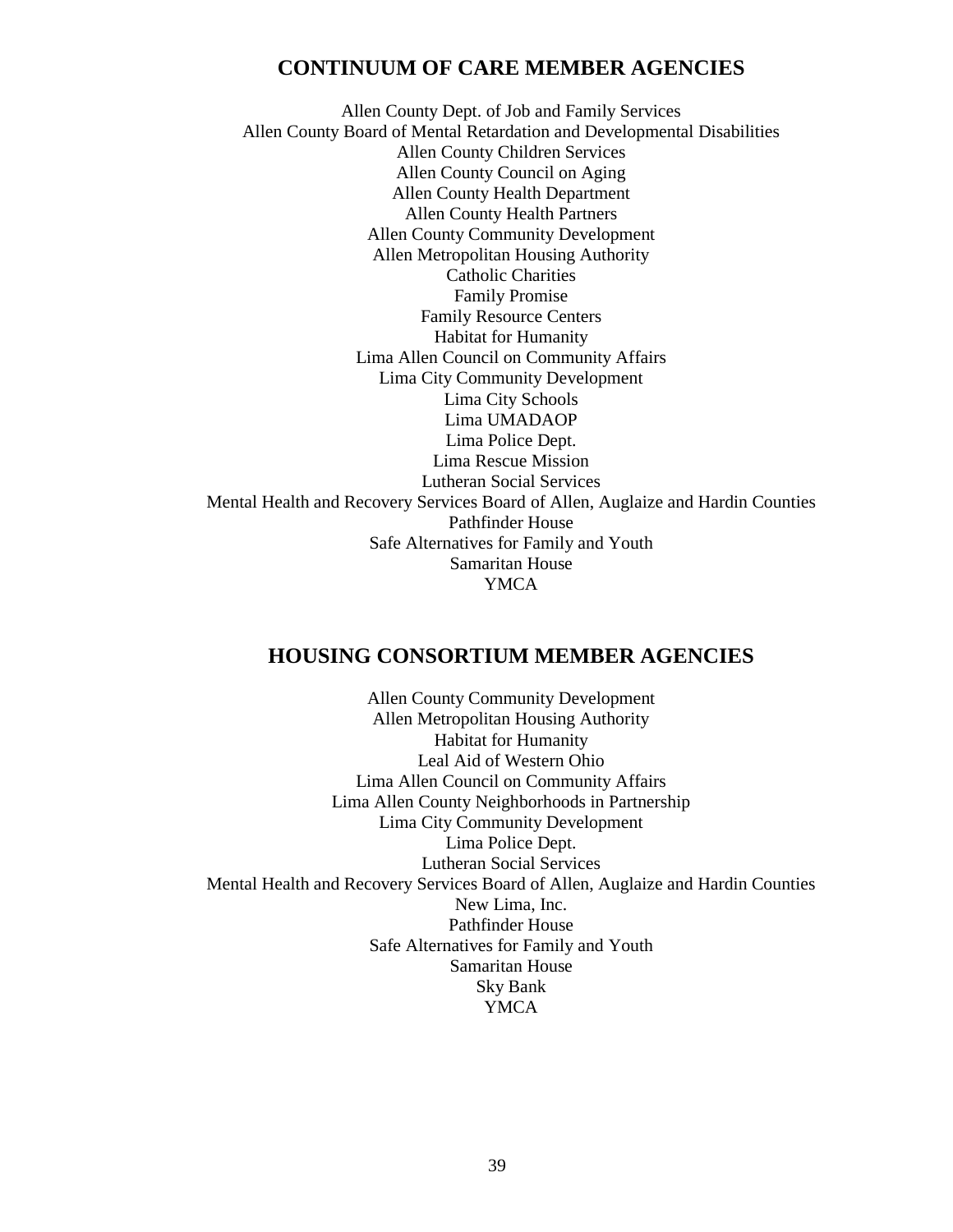## CONTINUUM OF CARE MEMBER AGENCIES

Allen County Dept. of Job and Family Services
Allen County Board of Mental Retardation and Developmental Disabilities
Allen County Children Services
Allen County Council on Aging
Allen County Health Department
Allen County Health Partners
Allen County Community Development
Allen Metropolitan Housing Authority
Catholic Charities
Family Promise
Family Resource Centers
Habitat for Humanity
Lima Allen Council on Community Affairs
Lima City Community Development
Lima City Schools
Lima UMADAOP
Lima Police Dept.
Lima Rescue Mission
Lutheran Social Services
Mental Health and Recovery Services Board of Allen, Auglaize and Hardin Counties
Pathfinder House
Safe Alternatives for Family and Youth
Samaritan House
YMCA

## HOUSING CONSORTIUM MEMBER AGENCIES

Allen County Community Development
Allen Metropolitan Housing Authority
Habitat for Humanity
Leal Aid of Western Ohio
Lima Allen Council on Community Affairs
Lima Allen County Neighborhoods in Partnership
Lima City Community Development
Lima Police Dept.
Lutheran Social Services
Mental Health and Recovery Services Board of Allen, Auglaize and Hardin Counties
New Lima, Inc.
Pathfinder House
Safe Alternatives for Family and Youth
Samaritan House
Sky Bank
YMCA